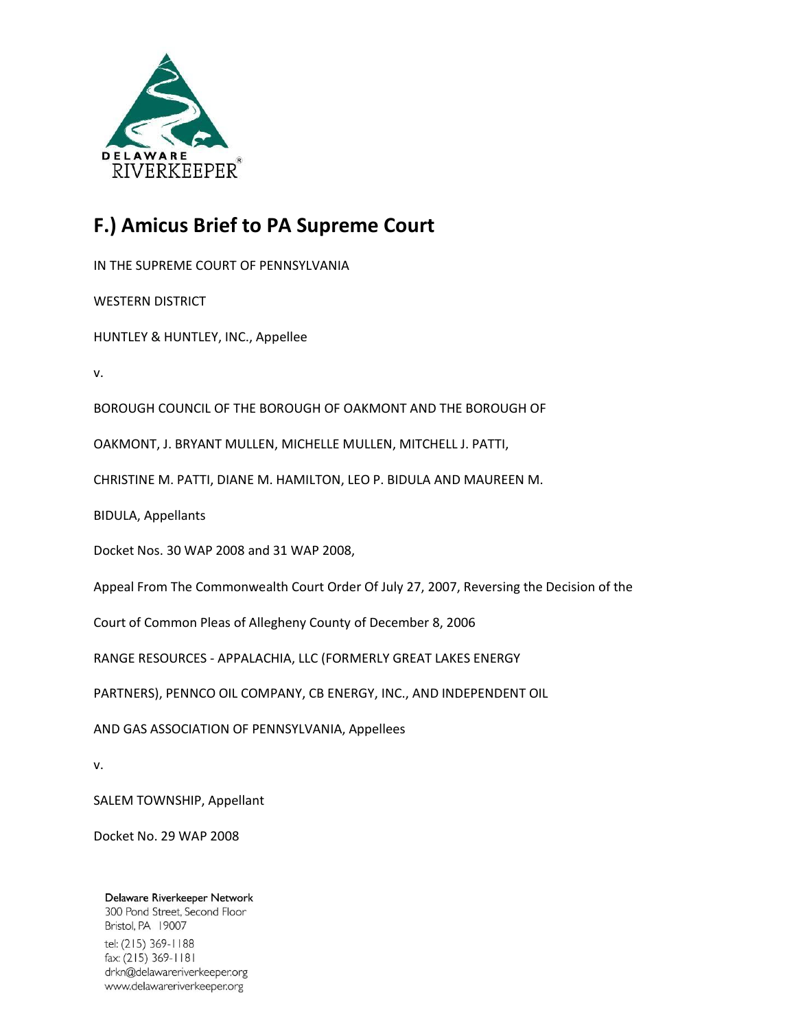DELAWARE RIVERKEEPER®

## F.) Amicus Brief to PA Supreme Court

IN THE SUPREME COURT OF PENNSYLVANIA

WESTERN DISTRICT

HUNTLEY & HUNTLEY, INC., Appellee

v.

BOROUGH COUNCIL OF THE BOROUGH OF OAKMONT AND THE BOROUGH OF OAKMONT, J. BRYANT MULLEN, MICHELLE MULLEN, MITCHELL J. PATTI, CHRISTINE M. PATTI, DIANE M. HAMILTON, LEO P. BIDULA AND MAUREEN M. BIDULA, Appellants

Docket Nos. 30 WAP 2008 and 31 WAP 2008,

Appeal From The Commonwealth Court Order Of July 27, 2007, Reversing the Decision of the Court of Common Pleas of Allegheny County of December 8, 2006

RANGE RESOURCES - APPALACHIA, LLC (FORMERLY GREAT LAKES ENERGY PARTNERS), PENNCO OIL COMPANY, CB ENERGY, INC., AND INDEPENDENT OIL AND GAS ASSOCIATION OF PENNSYLVANIA, Appellees

v.

SALEM TOWNSHIP, Appellant

Docket No. 29 WAP 2008

Delaware Riverkeeper Network
300 Pond Street, Second Floor
Bristol, PA 19007
tel: (215) 369-1188
fax: (215) 369-1181
drkn@delawareriverkeeper.org
www.delawareriverkeeper.org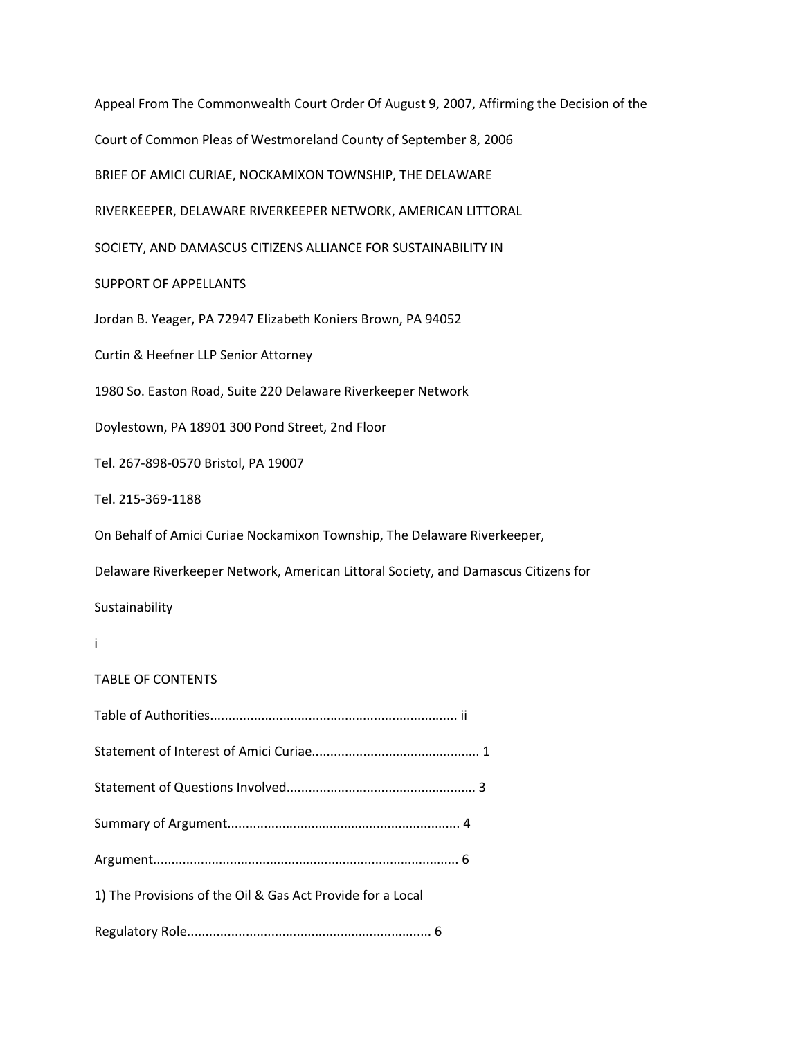Appeal From The Commonwealth Court Order Of August 9, 2007, Affirming the Decision of the Court of Common Pleas of Westmoreland County of September 8, 2006

BRIEF OF AMICI CURIAE, NOCKAMIXON TOWNSHIP, THE DELAWARE RIVERKEEPER, DELAWARE RIVERKEEPER NETWORK, AMERICAN LITTORAL SOCIETY, AND DAMASCUS CITIZENS ALLIANCE FOR SUSTAINABILITY IN SUPPORT OF APPELLANTS

Jordan B. Yeager, PA 72947
Curtin & Heefner LLP
1980 So. Easton Road, Suite 220
Doylestown, PA 18901
Tel. 267-898-0570

Elizabeth Koniers Brown, PA 94052
Senior Attorney
Delaware Riverkeeper Network
300 Pond Street, 2nd Floor
Bristol, PA 19007
Tel. 215-369-1188

On Behalf of Amici Curiae Nockamixon Township, The Delaware Riverkeeper, Delaware Riverkeeper Network, American Littoral Society, and Damascus Citizens for Sustainability

## TABLE OF CONTENTS

Table of Authorities.................................................................... ii

Statement of Interest of Amici Curiae............................................. 1

Statement of Questions Involved................................................... 3

Summary of Argument................................................................ 4

Argument.................................................................................. 6

1) The Provisions of the Oil & Gas Act Provide for a Local Regulatory Role.................................................................. 6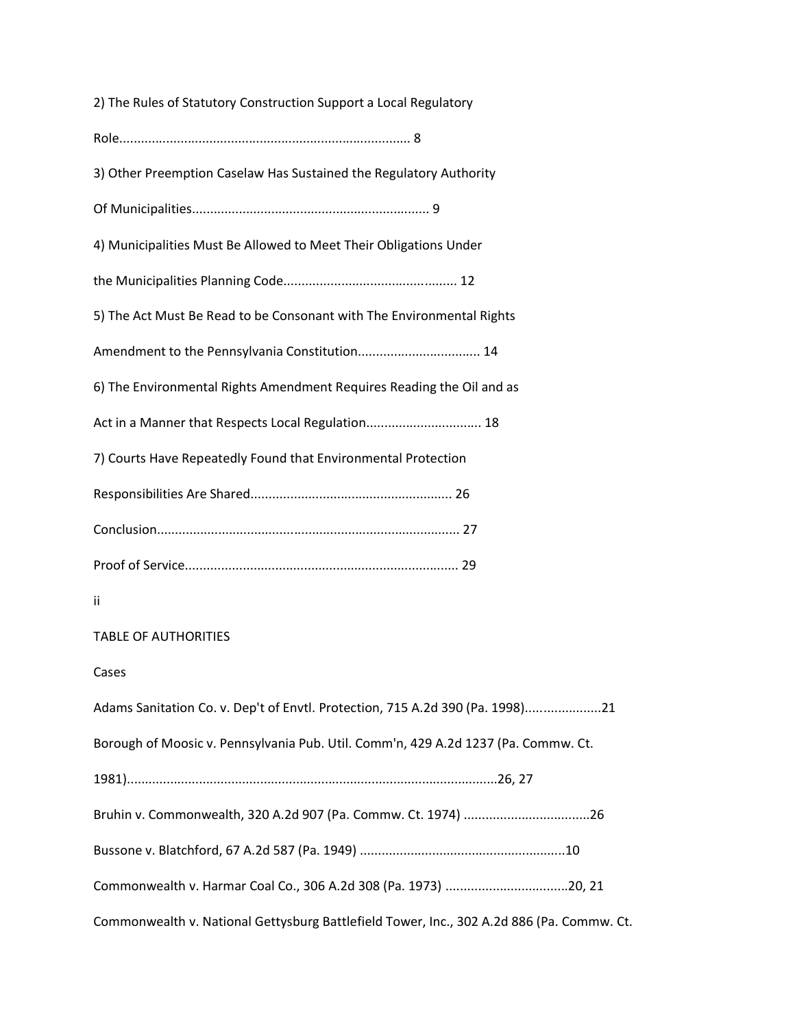2) The Rules of Statutory Construction Support a Local Regulatory Role................................................................................ 8

3) Other Preemption Caselaw Has Sustained the Regulatory Authority Of Municipalities................................................................. 9

4) Municipalities Must Be Allowed to Meet Their Obligations Under the Municipalities Planning Code................................................ 12

5) The Act Must Be Read to be Consonant with The Environmental Rights Amendment to the Pennsylvania Constitution................................. 14

6) The Environmental Rights Amendment Requires Reading the Oil and as Act in a Manner that Respects Local Regulation................................ 18

7) Courts Have Repeatedly Found that Environmental Protection Responsibilities Are Shared....................................................... 26

Conclusion.................................................................................. 27

Proof of Service.......................................................................... 29

## TABLE OF AUTHORITIES

### Cases

Adams Sanitation Co. v. Dep't of Envtl. Protection, 715 A.2d 390 (Pa. 1998)....................21

Borough of Moosic v. Pennsylvania Pub. Util. Comm'n, 429 A.2d 1237 (Pa. Commw. Ct. 1981).....................................................................................................26, 27

Bruhin v. Commonwealth, 320 A.2d 907 (Pa. Commw. Ct. 1974) ..................................26

Bussone v. Blatchford, 67 A.2d 587 (Pa. 1949) .........................................................10

Commonwealth v. Harmar Coal Co., 306 A.2d 308 (Pa. 1973) .................................20, 21

Commonwealth v. National Gettysburg Battlefield Tower, Inc., 302 A.2d 886 (Pa. Commw. Ct.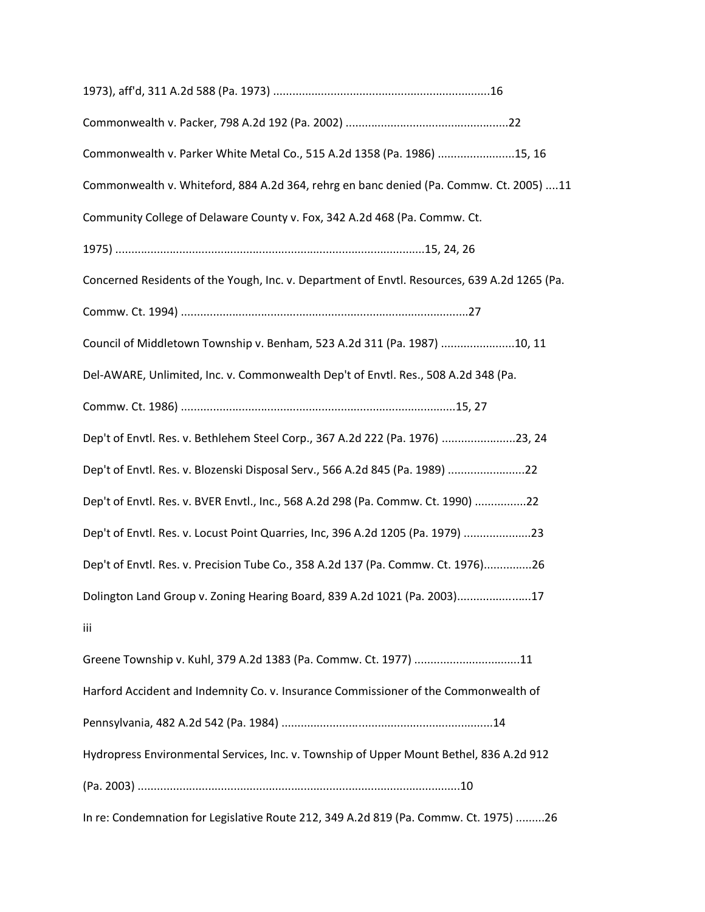1973), aff'd, 311 A.2d 588 (Pa. 1973) ....................................................................16

Commonwealth v. Packer, 798 A.2d 192 (Pa. 2002) ..................................................22

Commonwealth v. Parker White Metal Co., 515 A.2d 1358 (Pa. 1986) ........................15, 16

Commonwealth v. Whiteford, 884 A.2d 364, rehrg en banc denied (Pa. Commw. Ct. 2005) ....11

Community College of Delaware County v. Fox, 342 A.2d 468 (Pa. Commw. Ct. 1975) ...............................................................................................15, 24, 26

Concerned Residents of the Yough, Inc. v. Department of Envtl. Resources, 639 A.2d 1265 (Pa. Commw. Ct. 1994) .........................................................................................27

Council of Middletown Township v. Benham, 523 A.2d 311 (Pa. 1987) .......................10, 11

Del-AWARE, Unlimited, Inc. v. Commonwealth Dep't of Envtl. Res., 508 A.2d 348 (Pa. Commw. Ct. 1986) .....................................................................................15, 27

Dep't of Envtl. Res. v. Bethlehem Steel Corp., 367 A.2d 222 (Pa. 1976) .......................23, 24

Dep't of Envtl. Res. v. Blozenski Disposal Serv., 566 A.2d 845 (Pa. 1989) ........................22

Dep't of Envtl. Res. v. BVER Envtl., Inc., 568 A.2d 298 (Pa. Commw. Ct. 1990) ................22

Dep't of Envtl. Res. v. Locust Point Quarries, Inc, 396 A.2d 1205 (Pa. 1979) .....................23

Dep't of Envtl. Res. v. Precision Tube Co., 358 A.2d 137 (Pa. Commw. Ct. 1976)...............26

Dolington Land Group v. Zoning Hearing Board, 839 A.2d 1021 (Pa. 2003)......................17

Greene Township v. Kuhl, 379 A.2d 1383 (Pa. Commw. Ct. 1977) ................................11

Harford Accident and Indemnity Co. v. Insurance Commissioner of the Commonwealth of Pennsylvania, 482 A.2d 542 (Pa. 1984) ..................................................................14

Hydropress Environmental Services, Inc. v. Township of Upper Mount Bethel, 836 A.2d 912 (Pa. 2003) .....................................................................................................10

In re: Condemnation for Legislative Route 212, 349 A.2d 819 (Pa. Commw. Ct. 1975) .........26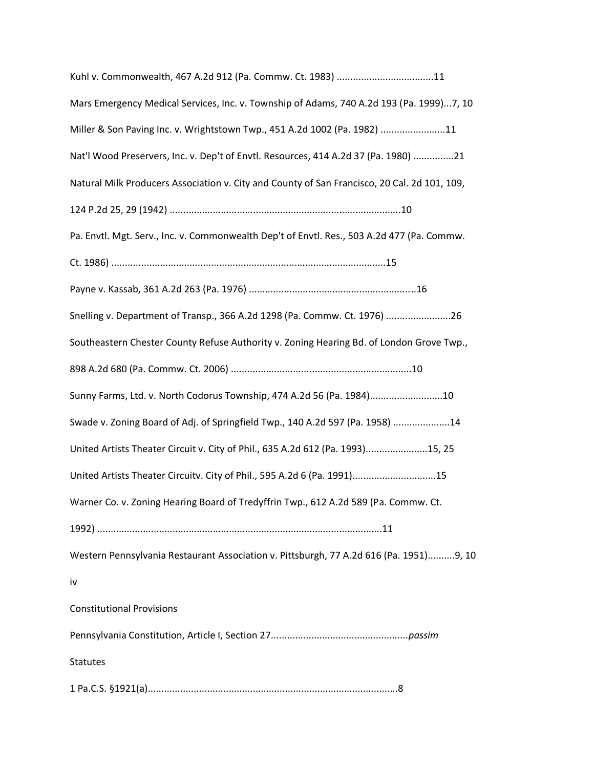Kuhl v. Commonwealth, 467 A.2d 912 (Pa. Commw. Ct. 1983) ....................................11

Mars Emergency Medical Services, Inc. v. Township of Adams, 740 A.2d 193 (Pa. 1999)...7, 10

Miller & Son Paving Inc. v. Wrightstown Twp., 451 A.2d 1002 (Pa. 1982) ........................11

Nat'l Wood Preservers, Inc. v. Dep't of Envtl. Resources, 414 A.2d 37 (Pa. 1980) ...............21

Natural Milk Producers Association v. City and County of San Francisco, 20 Cal. 2d 101, 109, 124 P.2d 25, 29 (1942) .....................................................................................10

Pa. Envtl. Mgt. Serv., Inc. v. Commonwealth Dep't of Envtl. Res., 503 A.2d 477 (Pa. Commw. Ct. 1986) .....................................................................................................15

Payne v. Kassab, 361 A.2d 263 (Pa. 1976) ..............................................................16

Snelling v. Department of Transp., 366 A.2d 1298 (Pa. Commw. Ct. 1976) ........................26

Southeastern Chester County Refuse Authority v. Zoning Hearing Bd. of London Grove Twp., 898 A.2d 680 (Pa. Commw. Ct. 2006) ...................................................................10

Sunny Farms, Ltd. v. North Codorus Township, 474 A.2d 56 (Pa. 1984)...........................10

Swade v. Zoning Board of Adj. of Springfield Twp., 140 A.2d 597 (Pa. 1958) .....................14

United Artists Theater Circuit v. City of Phil., 635 A.2d 612 (Pa. 1993).......................15, 25

United Artists Theater Circuitv. City of Phil., 595 A.2d 6 (Pa. 1991)...............................15

Warner Co. v. Zoning Hearing Board of Tredyffrin Twp., 612 A.2d 589 (Pa. Commw. Ct. 1992) .........................................................................................................11

Western Pennsylvania Restaurant Association v. Pittsburgh, 77 A.2d 616 (Pa. 1951)..........9, 10

Constitutional Provisions

Pennsylvania Constitution, Article I, Section 27...................................................*passim*

Statutes

1 Pa.C.S. §1921(a)...........................................................................................8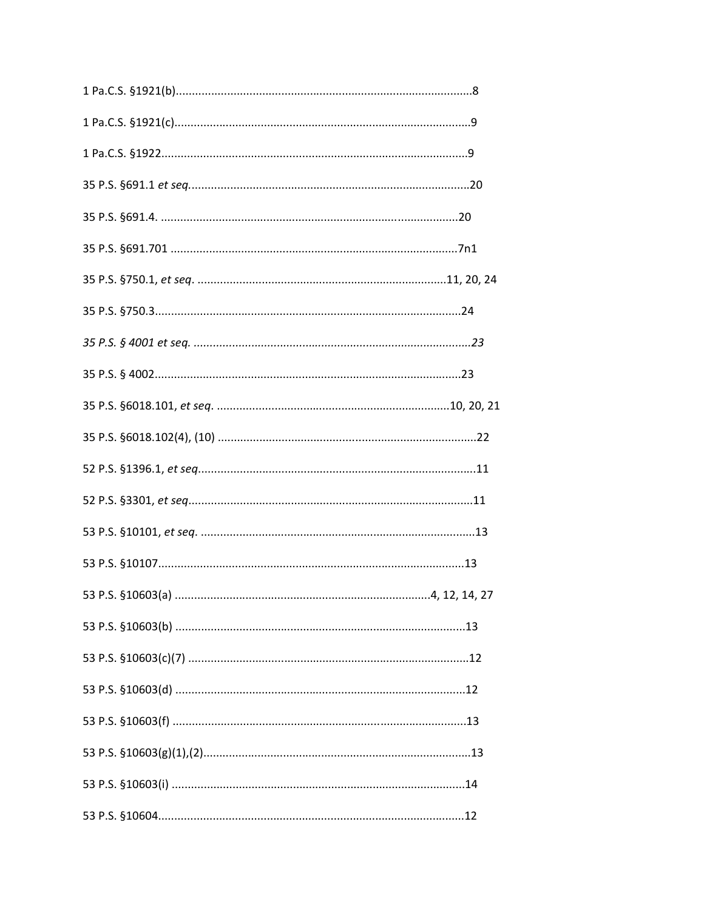1 Pa.C.S. §1921(b)..........................................................................................8

1 Pa.C.S. §1921(c)..........................................................................................9

1 Pa.C.S. §1922..............................................................................................9

35 P.S. §691.1 *et seq*......................................................................................20

35 P.S. §691.4. ..............................................................................................20

35 P.S. §691.701 ..........................................................................................7n1

35 P.S. §750.1, *et seq*. ..............................................................................11, 20, 24

35 P.S. §750.3..............................................................................................24

*35 P.S. § 4001 et seq. ......................................................................................23*

35 P.S. § 4002..............................................................................................23

35 P.S. §6018.101, *et seq*. ........................................................................10, 20, 21

35 P.S. §6018.102(4), (10) ................................................................................22

52 P.S. §1396.1, *et seq*......................................................................................11

52 P.S. §3301, *et seq*........................................................................................11

53 P.S. §10101, *et seq*. .....................................................................................13

53 P.S. §10107..............................................................................................13

53 P.S. §10603(a) ..............................................................................4, 12, 14, 27

53 P.S. §10603(b) ..........................................................................................13

53 P.S. §10603(c)(7) .......................................................................................12

53 P.S. §10603(d) ..........................................................................................12

53 P.S. §10603(f) ...........................................................................................13

53 P.S. §10603(g)(1),(2)...................................................................................13

53 P.S. §10603(i) ...........................................................................................14

53 P.S. §10604..............................................................................................12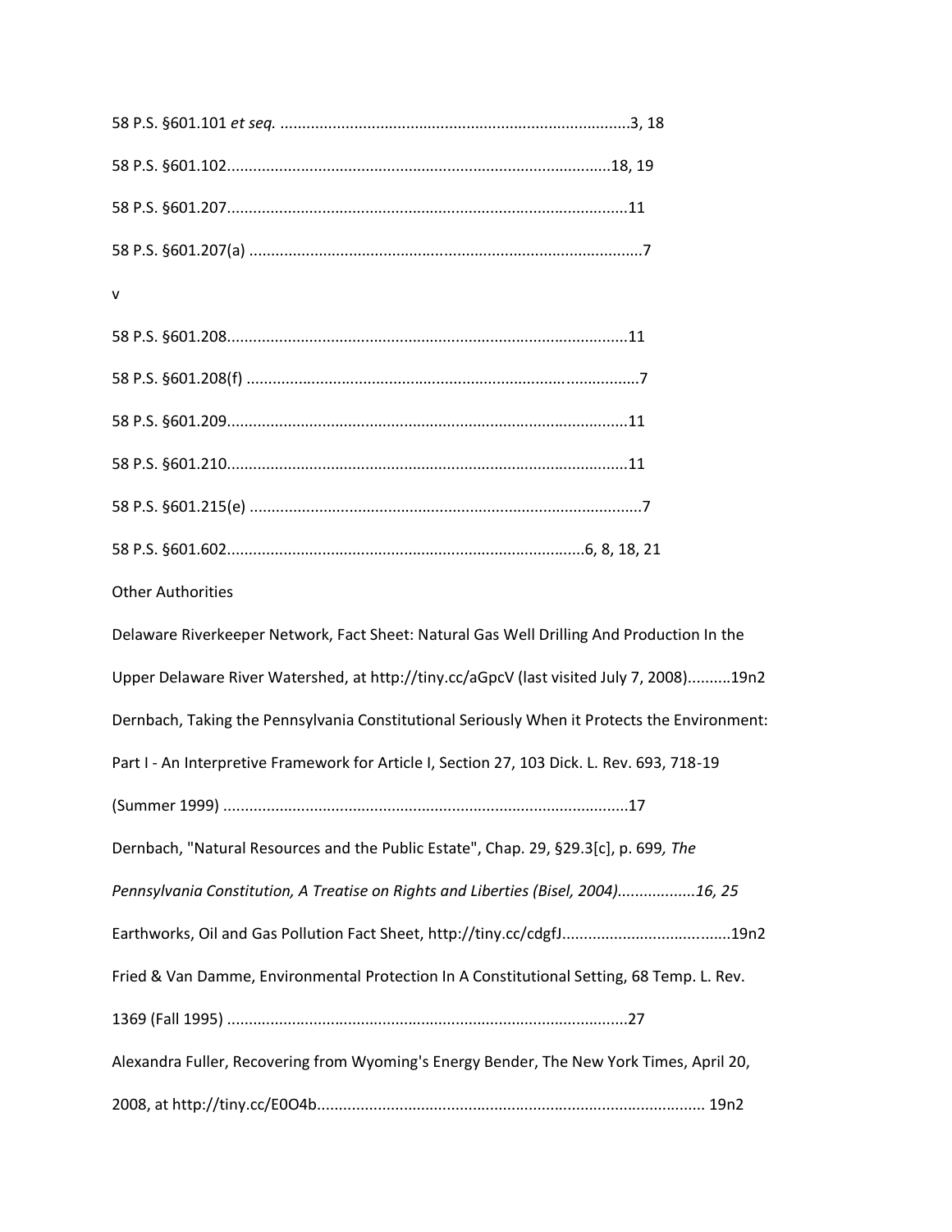58 P.S. §601.101 *et seq.* ..................................................................................3, 18

58 P.S. §601.102.........................................................................................18, 19

58 P.S. §601.207............................................................................................11

58 P.S. §601.207(a) ..........................................................................................7

58 P.S. §601.208............................................................................................11

58 P.S. §601.208(f) ..........................................................................................7

58 P.S. §601.209............................................................................................11

58 P.S. §601.210............................................................................................11

58 P.S. §601.215(e) ..........................................................................................7

58 P.S. §601.602..................................................................................6, 8, 18, 21

Other Authorities

Delaware Riverkeeper Network, Fact Sheet: Natural Gas Well Drilling And Production In the Upper Delaware River Watershed, at http://tiny.cc/aGpcV (last visited July 7, 2008)..........19n2

Dernbach, Taking the Pennsylvania Constitutional Seriously When it Protects the Environment: Part I - An Interpretive Framework for Article I, Section 27, 103 Dick. L. Rev. 693, 718-19 (Summer 1999) .............................................................................................17

Dernbach, "Natural Resources and the Public Estate", Chap. 29, §29.3[c], p. 699*, The Pennsylvania Constitution, A Treatise on Rights and Liberties (Bisel, 2004)..................16, 25*

Earthworks, Oil and Gas Pollution Fact Sheet, http://tiny.cc/cdgfJ.......................................19n2

Fried & Van Damme, Environmental Protection In A Constitutional Setting, 68 Temp. L. Rev. 1369 (Fall 1995) .............................................................................................27

Alexandra Fuller, Recovering from Wyoming's Energy Bender, The New York Times, April 20, 2008, at http://tiny.cc/E0O4b......................................................................................... 19n2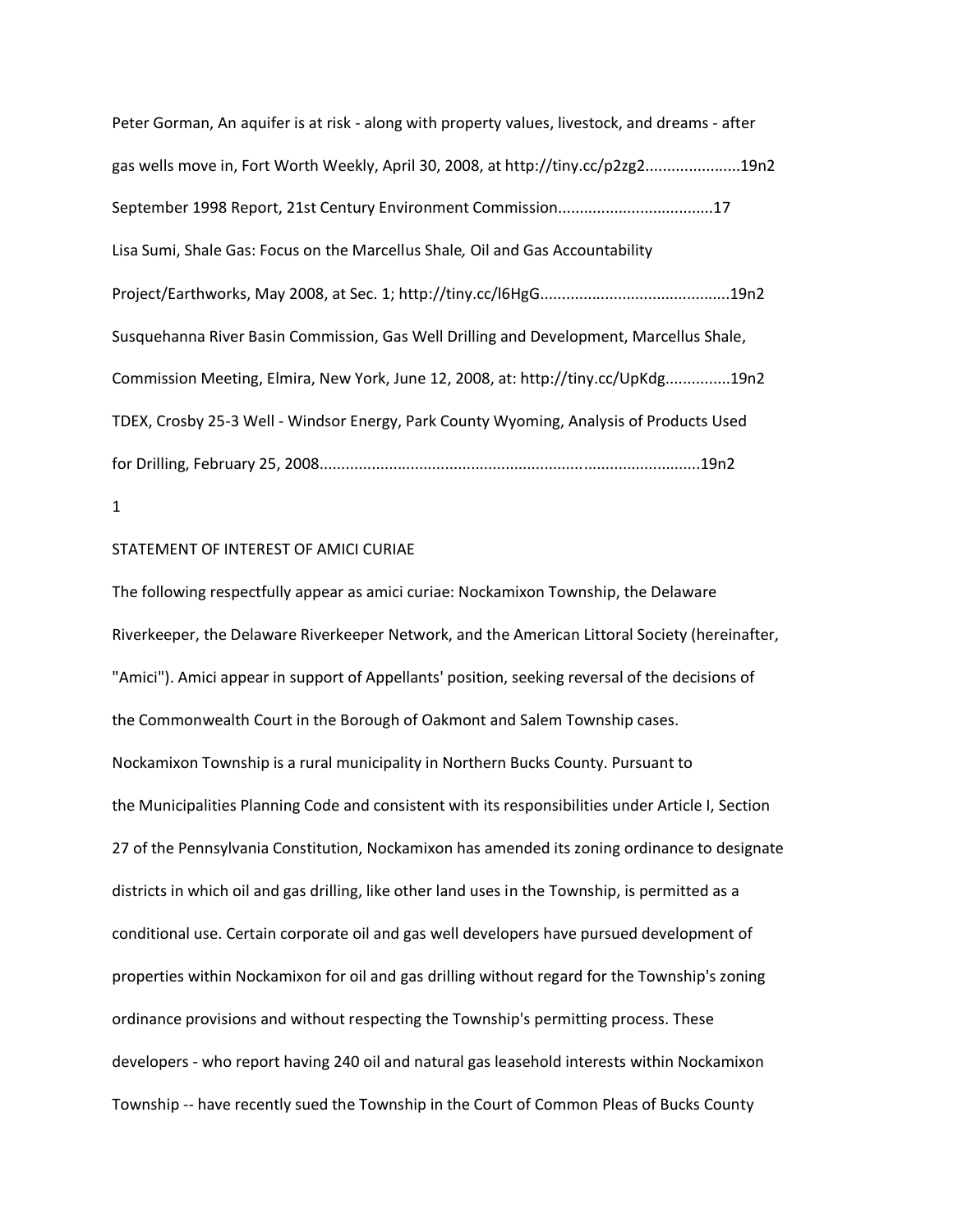Peter Gorman, An aquifer is at risk - along with property values, livestock, and dreams - after gas wells move in, Fort Worth Weekly, April 30, 2008, at http://tiny.cc/p2zg2......................19n2

September 1998 Report, 21st Century Environment Commission....................................17

Lisa Sumi, Shale Gas: Focus on the Marcellus Shale*,* Oil and Gas Accountability Project/Earthworks, May 2008, at Sec. 1; http://tiny.cc/l6HgG...........................................19n2

Susquehanna River Basin Commission, Gas Well Drilling and Development, Marcellus Shale, Commission Meeting, Elmira, New York, June 12, 2008, at: http://tiny.cc/UpKdg...............19n2

TDEX, Crosby 25-3 Well - Windsor Energy, Park County Wyoming, Analysis of Products Used for Drilling, February 25, 2008..........................................................................................19n2

## STATEMENT OF INTEREST OF AMICI CURIAE

The following respectfully appear as amici curiae: Nockamixon Township, the Delaware Riverkeeper, the Delaware Riverkeeper Network, and the American Littoral Society (hereinafter, "Amici"). Amici appear in support of Appellants' position, seeking reversal of the decisions of the Commonwealth Court in the Borough of Oakmont and Salem Township cases.

Nockamixon Township is a rural municipality in Northern Bucks County. Pursuant to the Municipalities Planning Code and consistent with its responsibilities under Article I, Section 27 of the Pennsylvania Constitution, Nockamixon has amended its zoning ordinance to designate districts in which oil and gas drilling, like other land uses in the Township, is permitted as a conditional use. Certain corporate oil and gas well developers have pursued development of properties within Nockamixon for oil and gas drilling without regard for the Township's zoning ordinance provisions and without respecting the Township's permitting process. These developers - who report having 240 oil and natural gas leasehold interests within Nockamixon Township -- have recently sued the Township in the Court of Common Pleas of Bucks County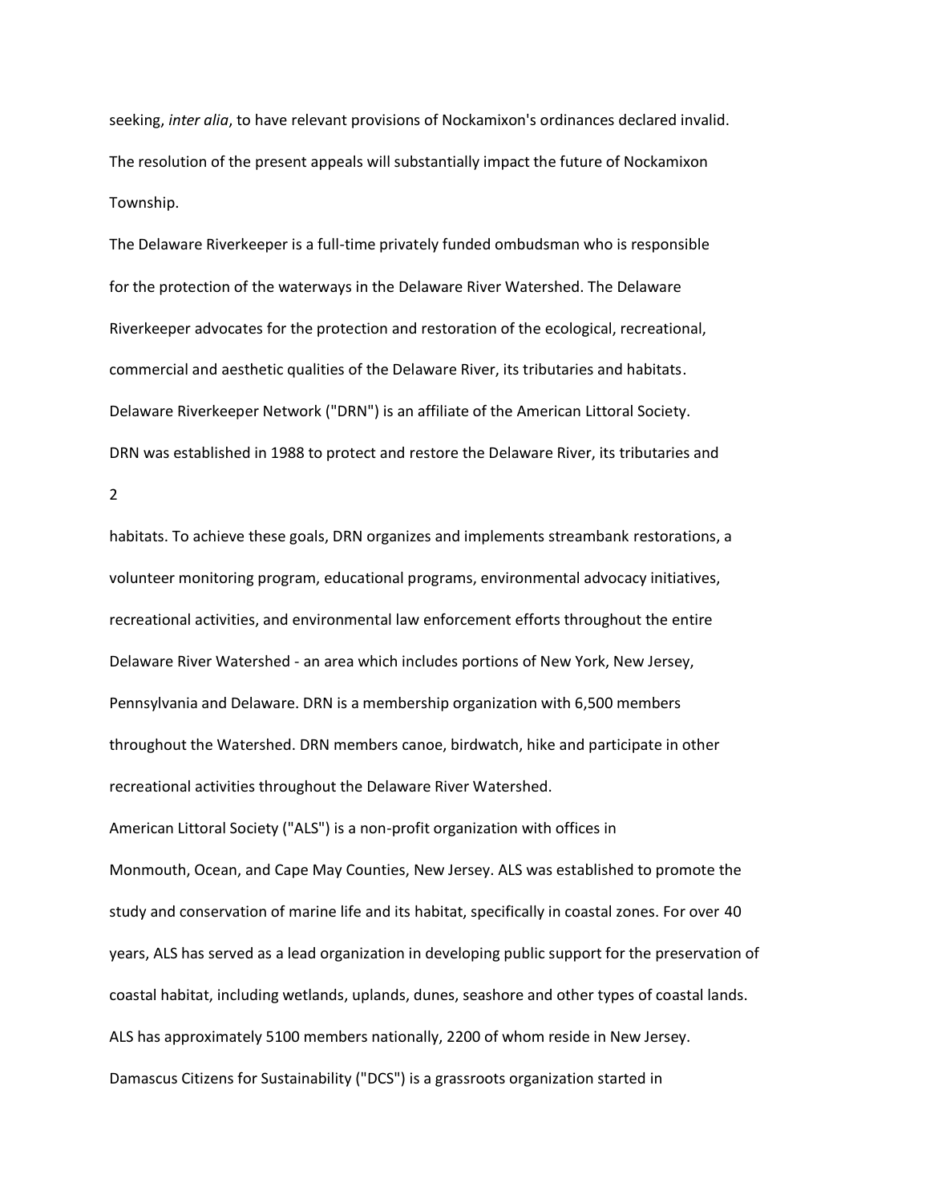seeking, *inter alia*, to have relevant provisions of Nockamixon's ordinances declared invalid. The resolution of the present appeals will substantially impact the future of Nockamixon Township.

The Delaware Riverkeeper is a full-time privately funded ombudsman who is responsible for the protection of the waterways in the Delaware River Watershed. The Delaware Riverkeeper advocates for the protection and restoration of the ecological, recreational, commercial and aesthetic qualities of the Delaware River, its tributaries and habitats.

Delaware Riverkeeper Network ("DRN") is an affiliate of the American Littoral Society. DRN was established in 1988 to protect and restore the Delaware River, its tributaries and habitats. To achieve these goals, DRN organizes and implements streambank restorations, a volunteer monitoring program, educational programs, environmental advocacy initiatives, recreational activities, and environmental law enforcement efforts throughout the entire Delaware River Watershed - an area which includes portions of New York, New Jersey, Pennsylvania and Delaware. DRN is a membership organization with 6,500 members throughout the Watershed. DRN members canoe, birdwatch, hike and participate in other recreational activities throughout the Delaware River Watershed.

American Littoral Society ("ALS") is a non-profit organization with offices in Monmouth, Ocean, and Cape May Counties, New Jersey. ALS was established to promote the study and conservation of marine life and its habitat, specifically in coastal zones. For over 40 years, ALS has served as a lead organization in developing public support for the preservation of coastal habitat, including wetlands, uplands, dunes, seashore and other types of coastal lands. ALS has approximately 5100 members nationally, 2200 of whom reside in New Jersey.

Damascus Citizens for Sustainability ("DCS") is a grassroots organization started in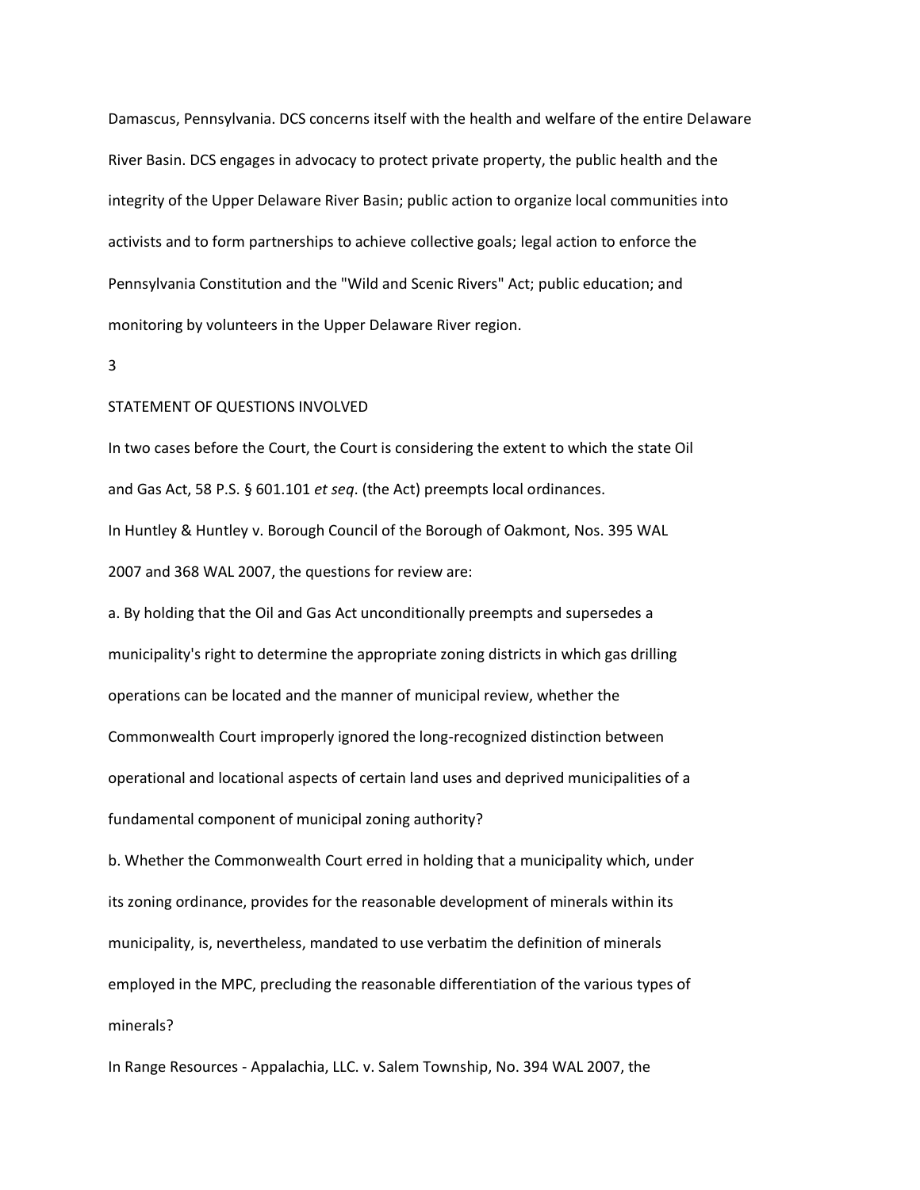Damascus, Pennsylvania. DCS concerns itself with the health and welfare of the entire Delaware River Basin. DCS engages in advocacy to protect private property, the public health and the integrity of the Upper Delaware River Basin; public action to organize local communities into activists and to form partnerships to achieve collective goals; legal action to enforce the Pennsylvania Constitution and the "Wild and Scenic Rivers" Act; public education; and monitoring by volunteers in the Upper Delaware River region.

## STATEMENT OF QUESTIONS INVOLVED

In two cases before the Court, the Court is considering the extent to which the state Oil and Gas Act, 58 P.S. § 601.101 *et seq*. (the Act) preempts local ordinances.

In Huntley & Huntley v. Borough Council of the Borough of Oakmont, Nos. 395 WAL 2007 and 368 WAL 2007, the questions for review are:

a. By holding that the Oil and Gas Act unconditionally preempts and supersedes a municipality's right to determine the appropriate zoning districts in which gas drilling operations can be located and the manner of municipal review, whether the Commonwealth Court improperly ignored the long-recognized distinction between operational and locational aspects of certain land uses and deprived municipalities of a fundamental component of municipal zoning authority?

b. Whether the Commonwealth Court erred in holding that a municipality which, under its zoning ordinance, provides for the reasonable development of minerals within its municipality, is, nevertheless, mandated to use verbatim the definition of minerals employed in the MPC, precluding the reasonable differentiation of the various types of minerals?

In Range Resources - Appalachia, LLC. v. Salem Township, No. 394 WAL 2007, the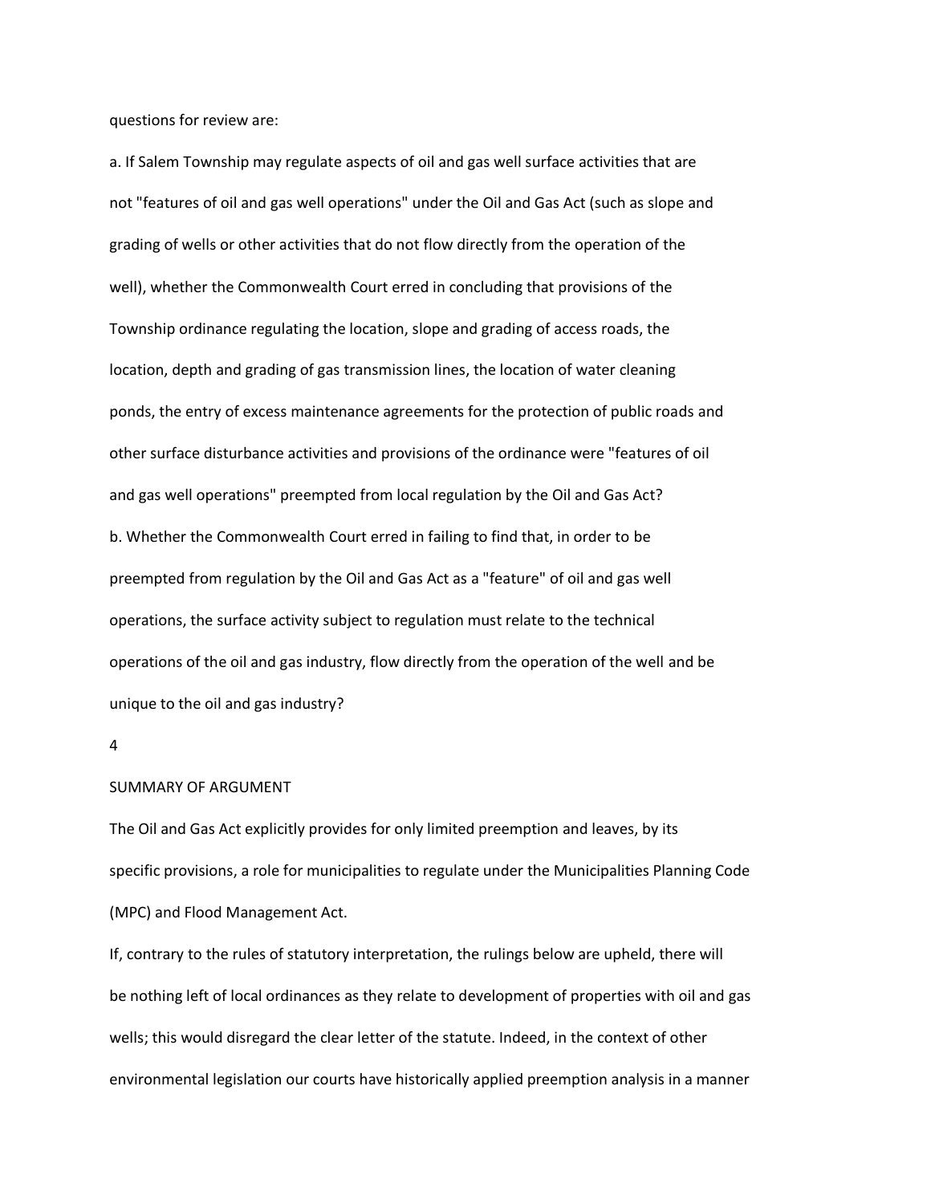questions for review are:

a. If Salem Township may regulate aspects of oil and gas well surface activities that are not "features of oil and gas well operations" under the Oil and Gas Act (such as slope and grading of wells or other activities that do not flow directly from the operation of the well), whether the Commonwealth Court erred in concluding that provisions of the Township ordinance regulating the location, slope and grading of access roads, the location, depth and grading of gas transmission lines, the location of water cleaning ponds, the entry of excess maintenance agreements for the protection of public roads and other surface disturbance activities and provisions of the ordinance were "features of oil and gas well operations" preempted from local regulation by the Oil and Gas Act?

b. Whether the Commonwealth Court erred in failing to find that, in order to be preempted from regulation by the Oil and Gas Act as a "feature" of oil and gas well operations, the surface activity subject to regulation must relate to the technical operations of the oil and gas industry, flow directly from the operation of the well and be unique to the oil and gas industry?

## SUMMARY OF ARGUMENT

The Oil and Gas Act explicitly provides for only limited preemption and leaves, by its specific provisions, a role for municipalities to regulate under the Municipalities Planning Code (MPC) and Flood Management Act.

If, contrary to the rules of statutory interpretation, the rulings below are upheld, there will be nothing left of local ordinances as they relate to development of properties with oil and gas wells; this would disregard the clear letter of the statute. Indeed, in the context of other environmental legislation our courts have historically applied preemption analysis in a manner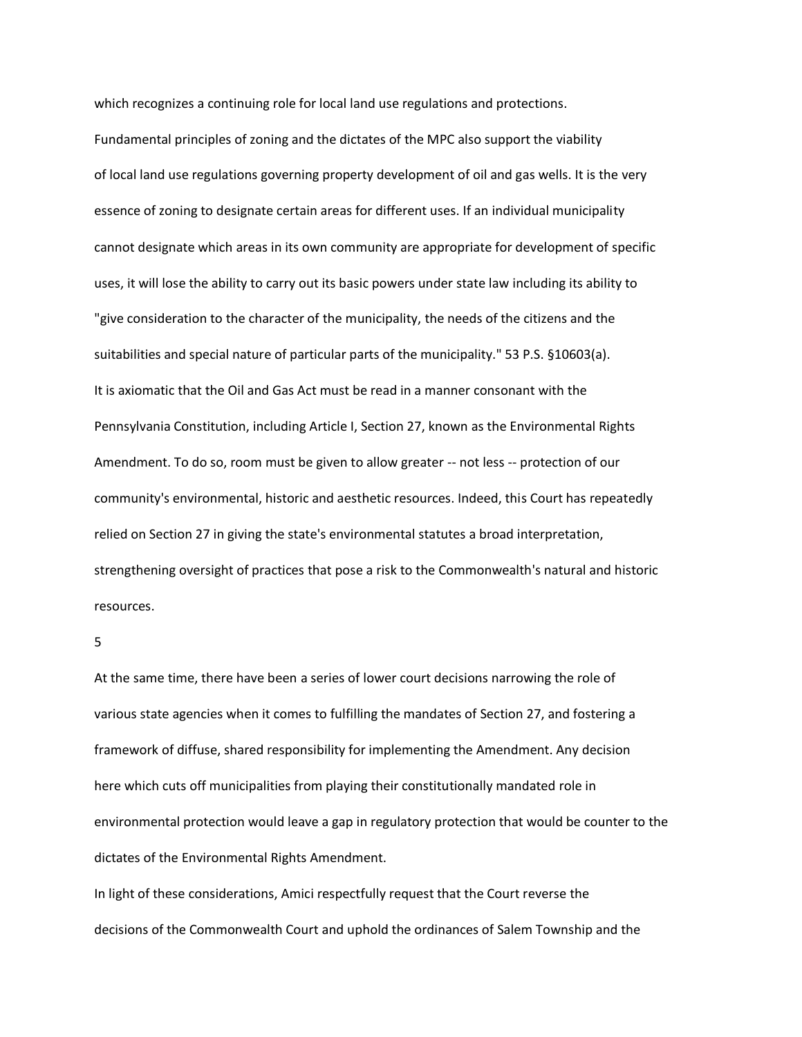which recognizes a continuing role for local land use regulations and protections.

Fundamental principles of zoning and the dictates of the MPC also support the viability of local land use regulations governing property development of oil and gas wells. It is the very essence of zoning to designate certain areas for different uses. If an individual municipality cannot designate which areas in its own community are appropriate for development of specific uses, it will lose the ability to carry out its basic powers under state law including its ability to "give consideration to the character of the municipality, the needs of the citizens and the suitabilities and special nature of particular parts of the municipality." 53 P.S. §10603(a).

It is axiomatic that the Oil and Gas Act must be read in a manner consonant with the Pennsylvania Constitution, including Article I, Section 27, known as the Environmental Rights Amendment. To do so, room must be given to allow greater -- not less -- protection of our community's environmental, historic and aesthetic resources. Indeed, this Court has repeatedly relied on Section 27 in giving the state's environmental statutes a broad interpretation, strengthening oversight of practices that pose a risk to the Commonwealth's natural and historic resources.

At the same time, there have been a series of lower court decisions narrowing the role of various state agencies when it comes to fulfilling the mandates of Section 27, and fostering a framework of diffuse, shared responsibility for implementing the Amendment. Any decision here which cuts off municipalities from playing their constitutionally mandated role in environmental protection would leave a gap in regulatory protection that would be counter to the dictates of the Environmental Rights Amendment.

In light of these considerations, Amici respectfully request that the Court reverse the decisions of the Commonwealth Court and uphold the ordinances of Salem Township and the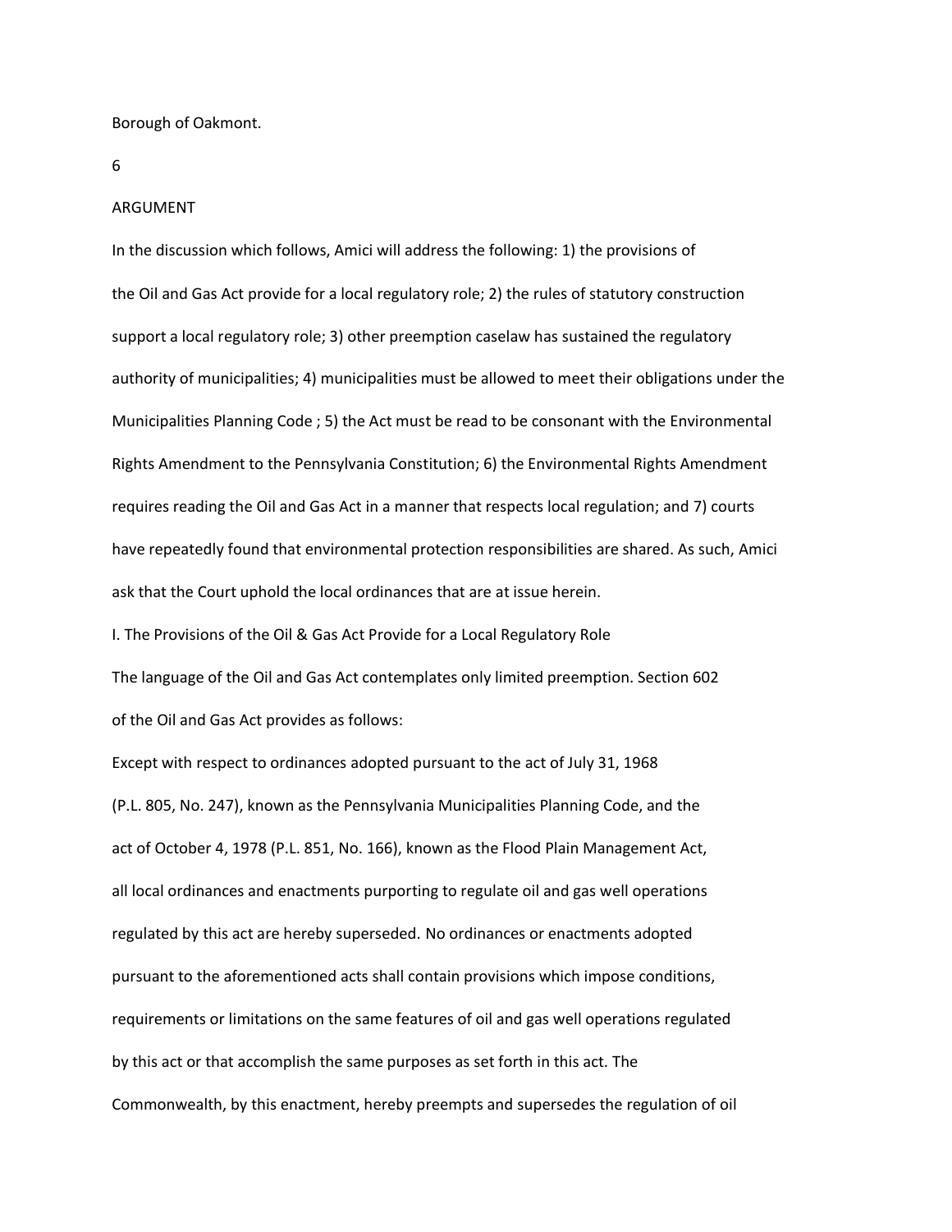Borough of Oakmont.

## ARGUMENT

In the discussion which follows, Amici will address the following: 1) the provisions of the Oil and Gas Act provide for a local regulatory role; 2) the rules of statutory construction support a local regulatory role; 3) other preemption caselaw has sustained the regulatory authority of municipalities; 4) municipalities must be allowed to meet their obligations under the Municipalities Planning Code ; 5) the Act must be read to be consonant with the Environmental Rights Amendment to the Pennsylvania Constitution; 6) the Environmental Rights Amendment requires reading the Oil and Gas Act in a manner that respects local regulation; and 7) courts have repeatedly found that environmental protection responsibilities are shared. As such, Amici ask that the Court uphold the local ordinances that are at issue herein.

### I. The Provisions of the Oil & Gas Act Provide for a Local Regulatory Role

The language of the Oil and Gas Act contemplates only limited preemption. Section 602 of the Oil and Gas Act provides as follows:

Except with respect to ordinances adopted pursuant to the act of July 31, 1968 (P.L. 805, No. 247), known as the Pennsylvania Municipalities Planning Code, and the act of October 4, 1978 (P.L. 851, No. 166), known as the Flood Plain Management Act, all local ordinances and enactments purporting to regulate oil and gas well operations regulated by this act are hereby superseded. No ordinances or enactments adopted pursuant to the aforementioned acts shall contain provisions which impose conditions, requirements or limitations on the same features of oil and gas well operations regulated by this act or that accomplish the same purposes as set forth in this act. The Commonwealth, by this enactment, hereby preempts and supersedes the regulation of oil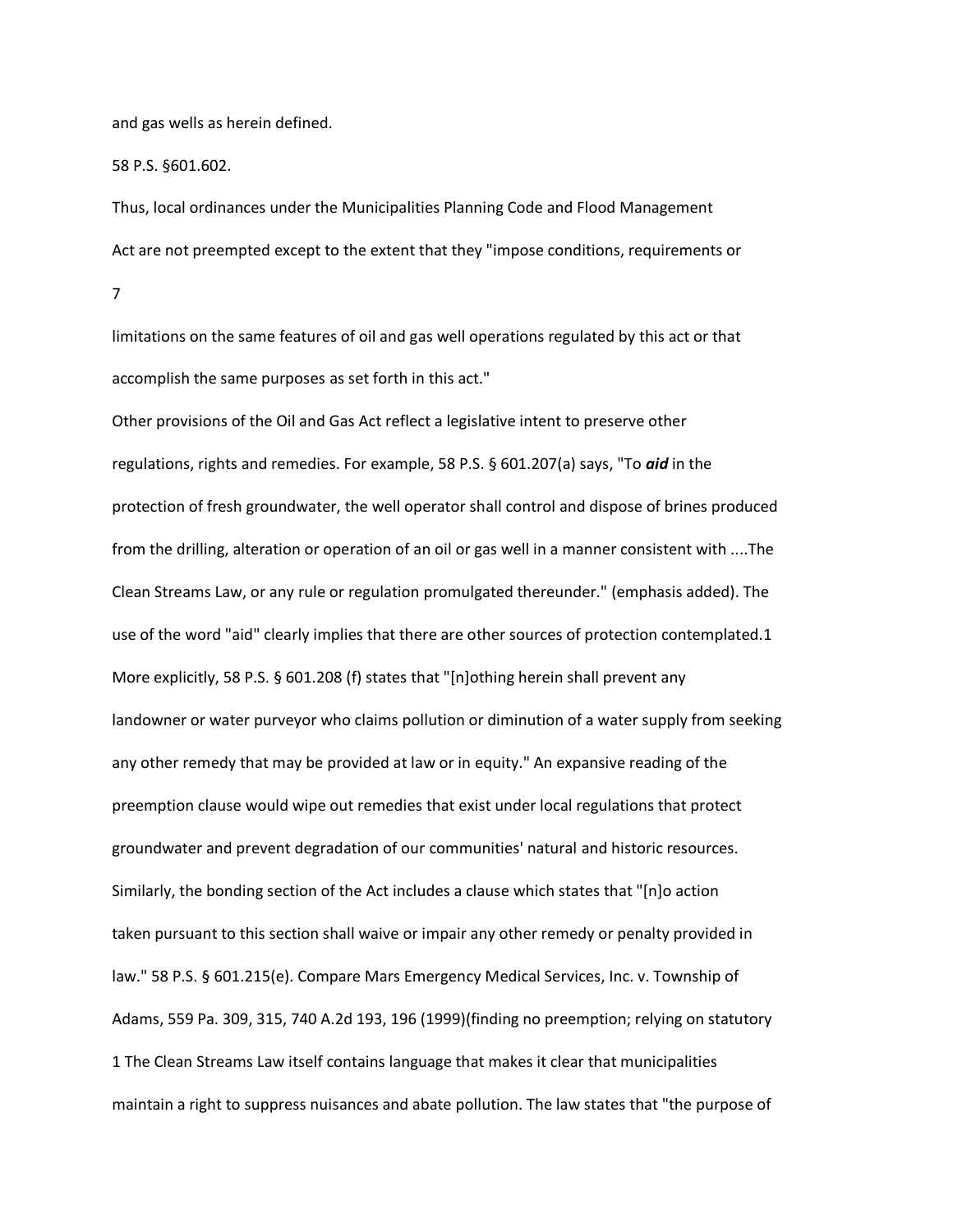and gas wells as herein defined.

58 P.S. §601.602.

Thus, local ordinances under the Municipalities Planning Code and Flood Management Act are not preempted except to the extent that they "impose conditions, requirements or limitations on the same features of oil and gas well operations regulated by this act or that accomplish the same purposes as set forth in this act."

Other provisions of the Oil and Gas Act reflect a legislative intent to preserve other regulations, rights and remedies. For example, 58 P.S. § 601.207(a) says, "To ***aid*** in the protection of fresh groundwater, the well operator shall control and dispose of brines produced from the drilling, alteration or operation of an oil or gas well in a manner consistent with ....The Clean Streams Law, or any rule or regulation promulgated thereunder." (emphasis added). The use of the word "aid" clearly implies that there are other sources of protection contemplated.[1] More explicitly, 58 P.S. § 601.208 (f) states that "[n]othing herein shall prevent any landowner or water purveyor who claims pollution or diminution of a water supply from seeking any other remedy that may be provided at law or in equity." An expansive reading of the preemption clause would wipe out remedies that exist under local regulations that protect groundwater and prevent degradation of our communities' natural and historic resources. Similarly, the bonding section of the Act includes a clause which states that "[n]o action taken pursuant to this section shall waive or impair any other remedy or penalty provided in law." 58 P.S. § 601.215(e). Compare Mars Emergency Medical Services, Inc. v. Township of Adams, 559 Pa. 309, 315, 740 A.2d 193, 196 (1999)(finding no preemption; relying on statutory

[1] The Clean Streams Law itself contains language that makes it clear that municipalities maintain a right to suppress nuisances and abate pollution. The law states that "the purpose of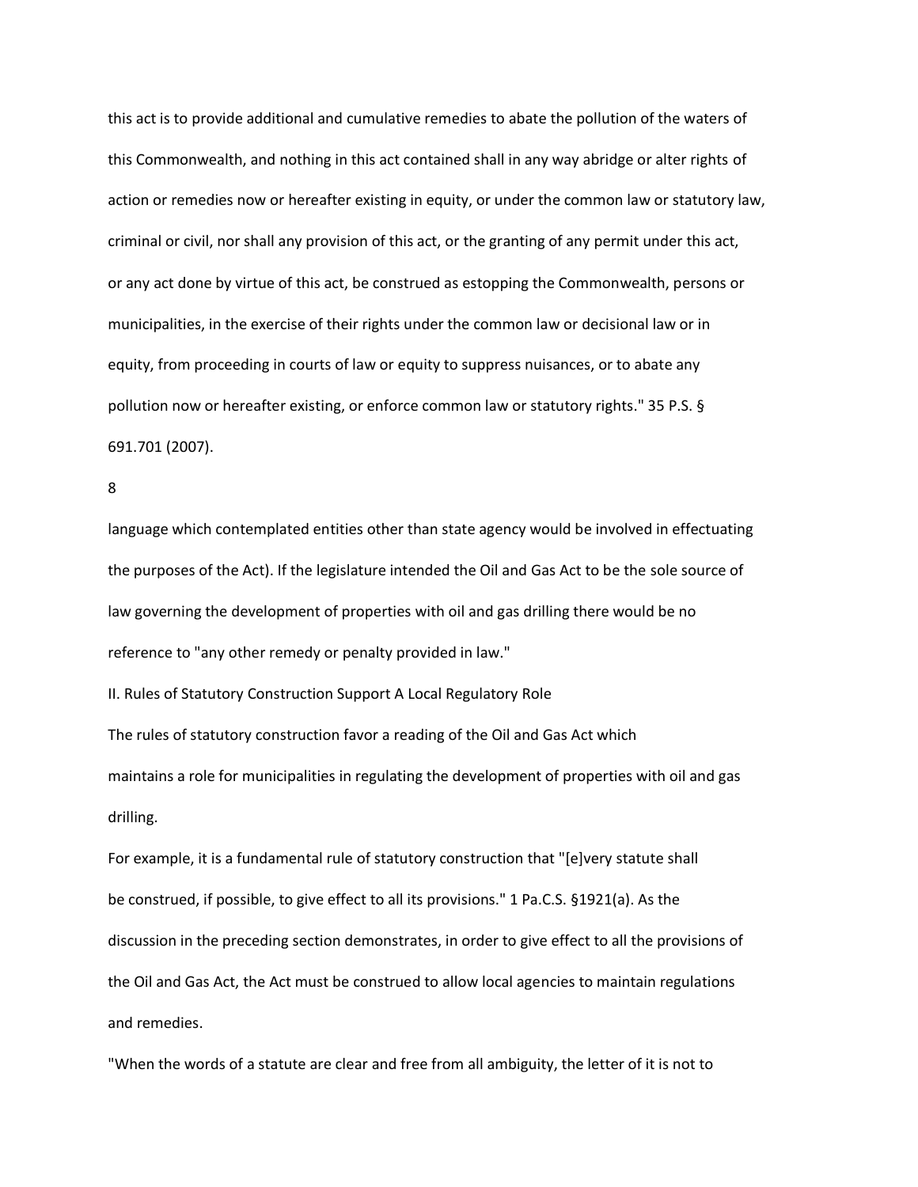this act is to provide additional and cumulative remedies to abate the pollution of the waters of this Commonwealth, and nothing in this act contained shall in any way abridge or alter rights of action or remedies now or hereafter existing in equity, or under the common law or statutory law, criminal or civil, nor shall any provision of this act, or the granting of any permit under this act, or any act done by virtue of this act, be construed as estopping the Commonwealth, persons or municipalities, in the exercise of their rights under the common law or decisional law or in equity, from proceeding in courts of law or equity to suppress nuisances, or to abate any pollution now or hereafter existing, or enforce common law or statutory rights." 35 P.S. § 691.701 (2007).

language which contemplated entities other than state agency would be involved in effectuating the purposes of the Act). If the legislature intended the Oil and Gas Act to be the sole source of law governing the development of properties with oil and gas drilling there would be no reference to "any other remedy or penalty provided in law."

## II. Rules of Statutory Construction Support A Local Regulatory Role

The rules of statutory construction favor a reading of the Oil and Gas Act which maintains a role for municipalities in regulating the development of properties with oil and gas drilling.

For example, it is a fundamental rule of statutory construction that "[e]very statute shall be construed, if possible, to give effect to all its provisions." 1 Pa.C.S. §1921(a). As the discussion in the preceding section demonstrates, in order to give effect to all the provisions of the Oil and Gas Act, the Act must be construed to allow local agencies to maintain regulations and remedies.

"When the words of a statute are clear and free from all ambiguity, the letter of it is not to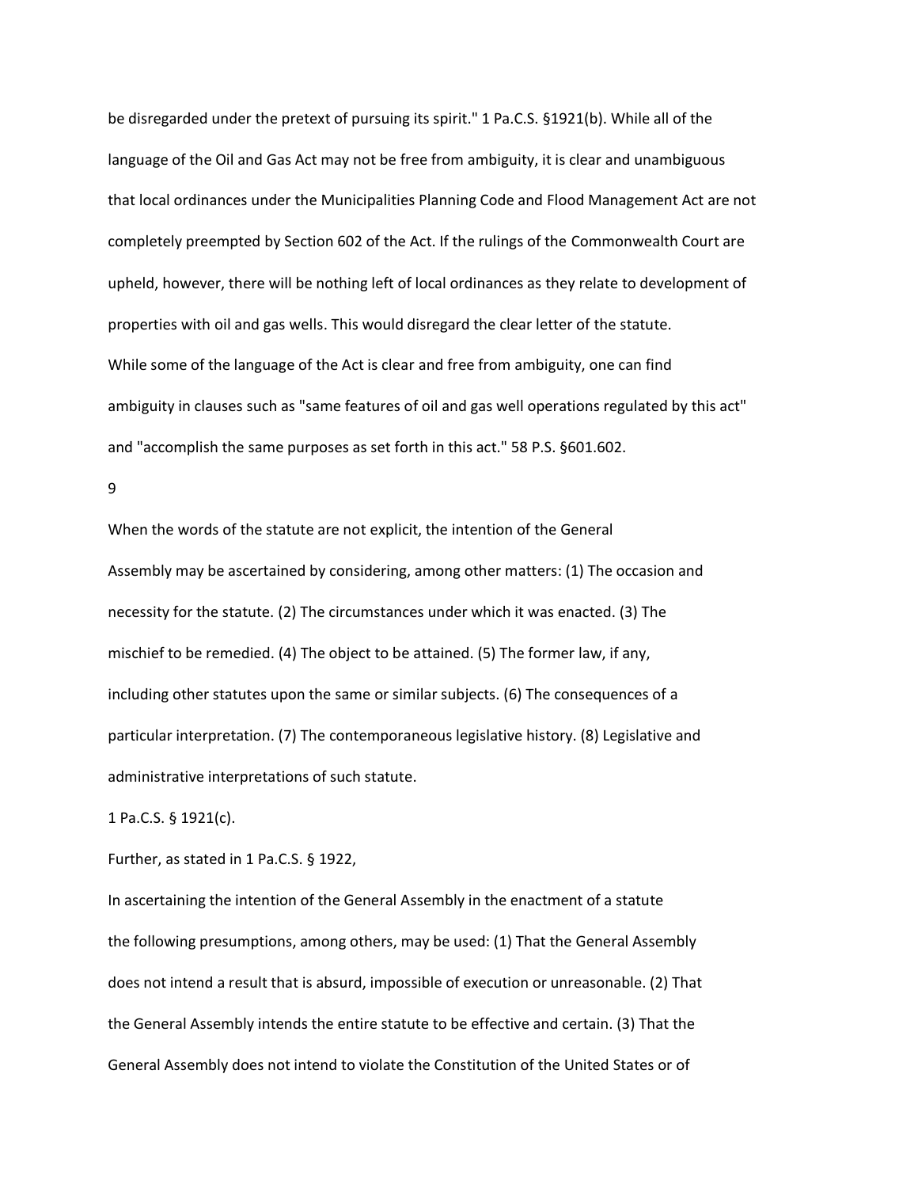be disregarded under the pretext of pursuing its spirit." 1 Pa.C.S. §1921(b). While all of the language of the Oil and Gas Act may not be free from ambiguity, it is clear and unambiguous that local ordinances under the Municipalities Planning Code and Flood Management Act are not completely preempted by Section 602 of the Act. If the rulings of the Commonwealth Court are upheld, however, there will be nothing left of local ordinances as they relate to development of properties with oil and gas wells. This would disregard the clear letter of the statute.

While some of the language of the Act is clear and free from ambiguity, one can find ambiguity in clauses such as "same features of oil and gas well operations regulated by this act" and "accomplish the same purposes as set forth in this act." 58 P.S. §601.602.

> When the words of the statute are not explicit, the intention of the General Assembly may be ascertained by considering, among other matters: (1) The occasion and necessity for the statute. (2) The circumstances under which it was enacted. (3) The mischief to be remedied. (4) The object to be attained. (5) The former law, if any, including other statutes upon the same or similar subjects. (6) The consequences of a particular interpretation. (7) The contemporaneous legislative history. (8) Legislative and administrative interpretations of such statute.

1 Pa.C.S. § 1921(c).

Further, as stated in 1 Pa.C.S. § 1922,

> In ascertaining the intention of the General Assembly in the enactment of a statute the following presumptions, among others, may be used: (1) That the General Assembly does not intend a result that is absurd, impossible of execution or unreasonable. (2) That the General Assembly intends the entire statute to be effective and certain. (3) That the General Assembly does not intend to violate the Constitution of the United States or of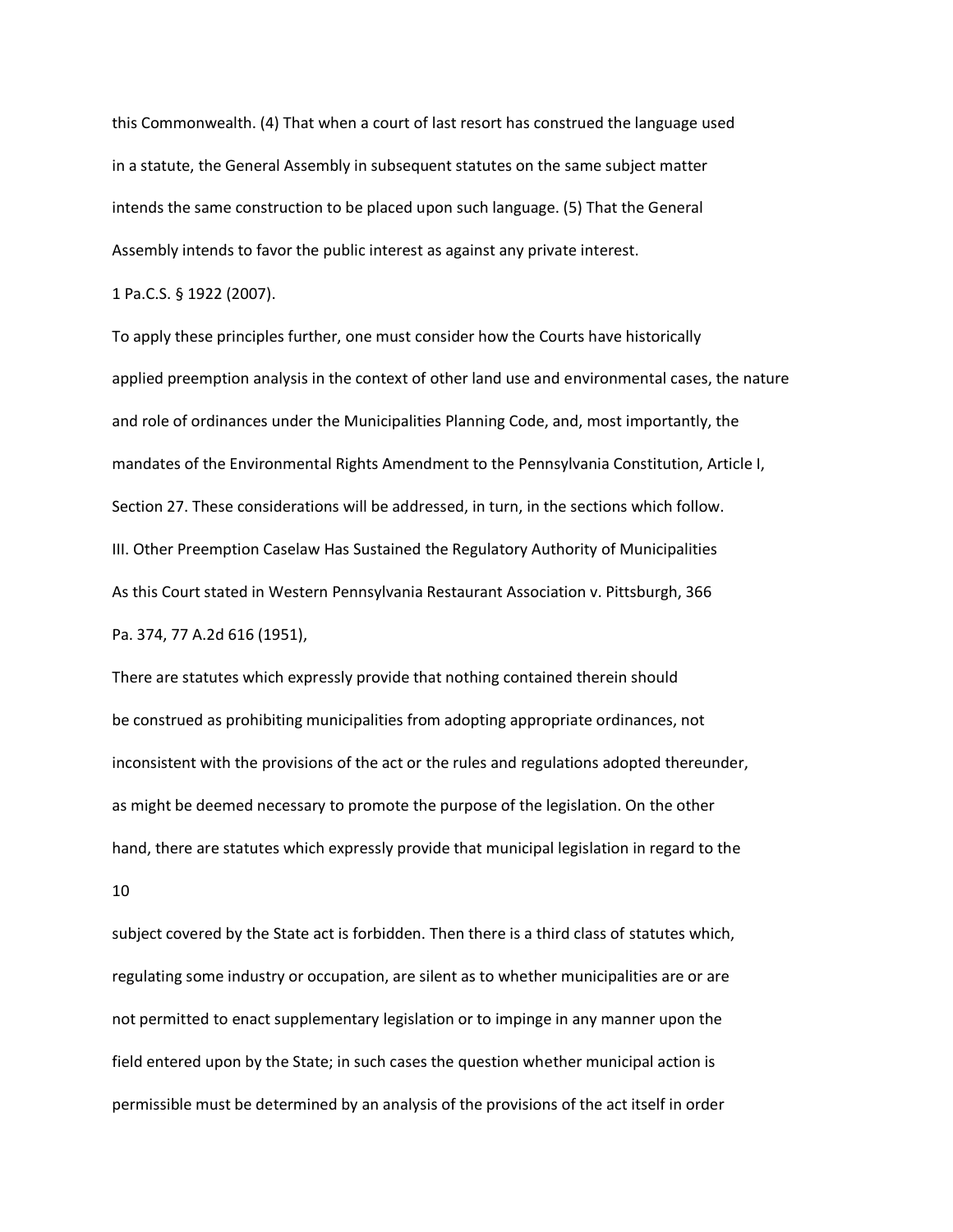this Commonwealth. (4) That when a court of last resort has construed the language used in a statute, the General Assembly in subsequent statutes on the same subject matter intends the same construction to be placed upon such language. (5) That the General Assembly intends to favor the public interest as against any private interest.

1 Pa.C.S. § 1922 (2007).

To apply these principles further, one must consider how the Courts have historically applied preemption analysis in the context of other land use and environmental cases, the nature and role of ordinances under the Municipalities Planning Code, and, most importantly, the mandates of the Environmental Rights Amendment to the Pennsylvania Constitution, Article I, Section 27. These considerations will be addressed, in turn, in the sections which follow.

## III. Other Preemption Caselaw Has Sustained the Regulatory Authority of Municipalities

As this Court stated in Western Pennsylvania Restaurant Association v. Pittsburgh, 366 Pa. 374, 77 A.2d 616 (1951),

There are statutes which expressly provide that nothing contained therein should be construed as prohibiting municipalities from adopting appropriate ordinances, not inconsistent with the provisions of the act or the rules and regulations adopted thereunder, as might be deemed necessary to promote the purpose of the legislation. On the other hand, there are statutes which expressly provide that municipal legislation in regard to the subject covered by the State act is forbidden. Then there is a third class of statutes which, regulating some industry or occupation, are silent as to whether municipalities are or are not permitted to enact supplementary legislation or to impinge in any manner upon the field entered upon by the State; in such cases the question whether municipal action is permissible must be determined by an analysis of the provisions of the act itself in order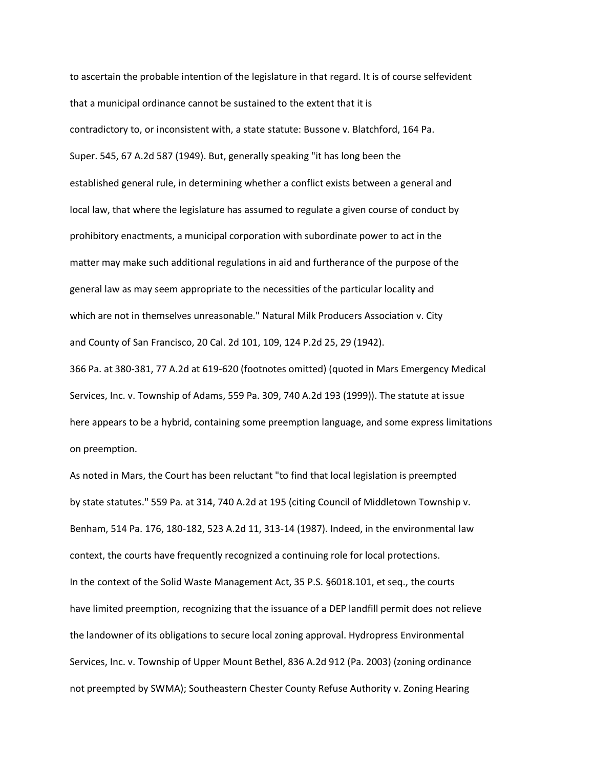to ascertain the probable intention of the legislature in that regard. It is of course selfevident that a municipal ordinance cannot be sustained to the extent that it is contradictory to, or inconsistent with, a state statute: Bussone v. Blatchford, 164 Pa. Super. 545, 67 A.2d 587 (1949). But, generally speaking "it has long been the established general rule, in determining whether a conflict exists between a general and local law, that where the legislature has assumed to regulate a given course of conduct by prohibitory enactments, a municipal corporation with subordinate power to act in the matter may make such additional regulations in aid and furtherance of the purpose of the general law as may seem appropriate to the necessities of the particular locality and which are not in themselves unreasonable." Natural Milk Producers Association v. City and County of San Francisco, 20 Cal. 2d 101, 109, 124 P.2d 25, 29 (1942).

366 Pa. at 380-381, 77 A.2d at 619-620 (footnotes omitted) (quoted in Mars Emergency Medical Services, Inc. v. Township of Adams, 559 Pa. 309, 740 A.2d 193 (1999)). The statute at issue here appears to be a hybrid, containing some preemption language, and some express limitations on preemption.

As noted in Mars, the Court has been reluctant "to find that local legislation is preempted by state statutes." 559 Pa. at 314, 740 A.2d at 195 (citing Council of Middletown Township v. Benham, 514 Pa. 176, 180-182, 523 A.2d 11, 313-14 (1987). Indeed, in the environmental law context, the courts have frequently recognized a continuing role for local protections.

In the context of the Solid Waste Management Act, 35 P.S. §6018.101, et seq., the courts have limited preemption, recognizing that the issuance of a DEP landfill permit does not relieve the landowner of its obligations to secure local zoning approval. Hydropress Environmental Services, Inc. v. Township of Upper Mount Bethel, 836 A.2d 912 (Pa. 2003) (zoning ordinance not preempted by SWMA); Southeastern Chester County Refuse Authority v. Zoning Hearing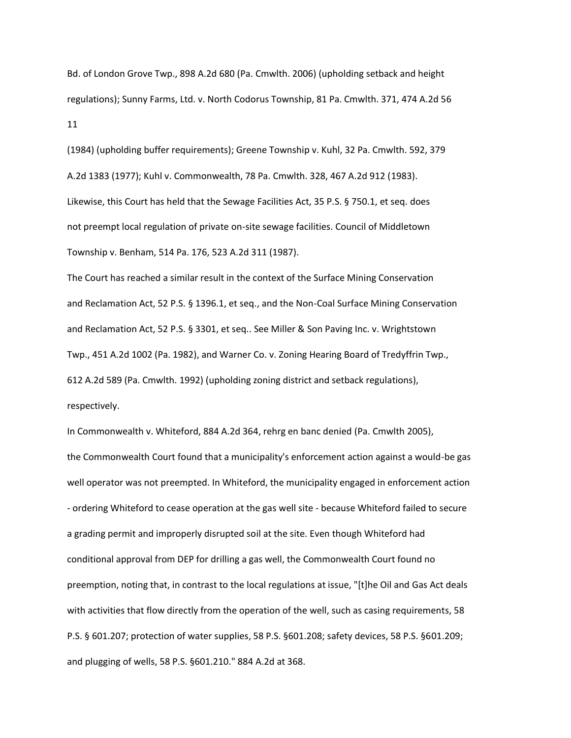Bd. of London Grove Twp., 898 A.2d 680 (Pa. Cmwlth. 2006) (upholding setback and height regulations); Sunny Farms, Ltd. v. North Codorus Township, 81 Pa. Cmwlth. 371, 474 A.2d 56 (1984) (upholding buffer requirements); Greene Township v. Kuhl, 32 Pa. Cmwlth. 592, 379 A.2d 1383 (1977); Kuhl v. Commonwealth, 78 Pa. Cmwlth. 328, 467 A.2d 912 (1983).

Likewise, this Court has held that the Sewage Facilities Act, 35 P.S. § 750.1, et seq. does not preempt local regulation of private on-site sewage facilities. Council of Middletown Township v. Benham, 514 Pa. 176, 523 A.2d 311 (1987).

The Court has reached a similar result in the context of the Surface Mining Conservation and Reclamation Act, 52 P.S. § 1396.1, et seq., and the Non-Coal Surface Mining Conservation and Reclamation Act, 52 P.S. § 3301, et seq.. See Miller & Son Paving Inc. v. Wrightstown Twp., 451 A.2d 1002 (Pa. 1982), and Warner Co. v. Zoning Hearing Board of Tredyffrin Twp., 612 A.2d 589 (Pa. Cmwlth. 1992) (upholding zoning district and setback regulations), respectively.

In Commonwealth v. Whiteford, 884 A.2d 364, rehrg en banc denied (Pa. Cmwlth 2005), the Commonwealth Court found that a municipality's enforcement action against a would-be gas well operator was not preempted. In Whiteford, the municipality engaged in enforcement action - ordering Whiteford to cease operation at the gas well site - because Whiteford failed to secure a grading permit and improperly disrupted soil at the site. Even though Whiteford had conditional approval from DEP for drilling a gas well, the Commonwealth Court found no preemption, noting that, in contrast to the local regulations at issue, "[t]he Oil and Gas Act deals with activities that flow directly from the operation of the well, such as casing requirements, 58 P.S. § 601.207; protection of water supplies, 58 P.S. §601.208; safety devices, 58 P.S. §601.209; and plugging of wells, 58 P.S. §601.210." 884 A.2d at 368.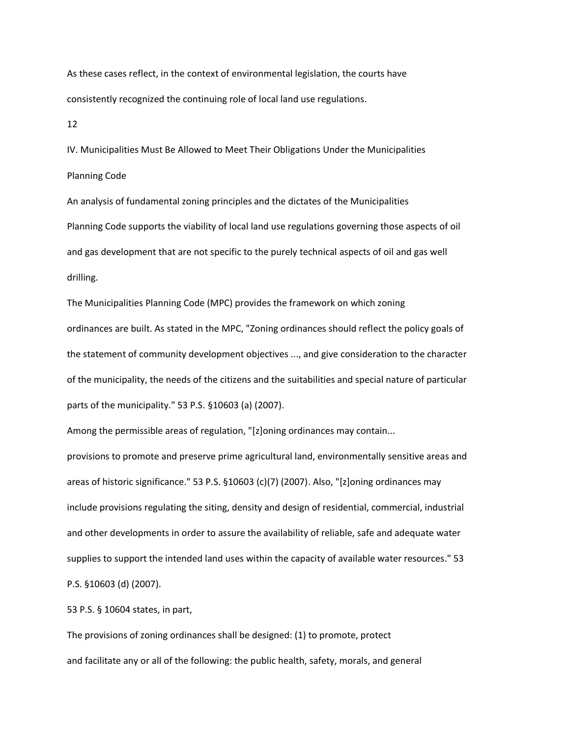As these cases reflect, in the context of environmental legislation, the courts have consistently recognized the continuing role of local land use regulations.

## IV. Municipalities Must Be Allowed to Meet Their Obligations Under the Municipalities Planning Code

An analysis of fundamental zoning principles and the dictates of the Municipalities Planning Code supports the viability of local land use regulations governing those aspects of oil and gas development that are not specific to the purely technical aspects of oil and gas well drilling.

The Municipalities Planning Code (MPC) provides the framework on which zoning ordinances are built. As stated in the MPC, "Zoning ordinances should reflect the policy goals of the statement of community development objectives ..., and give consideration to the character of the municipality, the needs of the citizens and the suitabilities and special nature of particular parts of the municipality." 53 P.S. §10603 (a) (2007).

Among the permissible areas of regulation, "[z]oning ordinances may contain... provisions to promote and preserve prime agricultural land, environmentally sensitive areas and areas of historic significance." 53 P.S. §10603 (c)(7) (2007). Also, "[z]oning ordinances may include provisions regulating the siting, density and design of residential, commercial, industrial and other developments in order to assure the availability of reliable, safe and adequate water supplies to support the intended land uses within the capacity of available water resources." 53 P.S. §10603 (d) (2007).

53 P.S. § 10604 states, in part,

> The provisions of zoning ordinances shall be designed: (1) to promote, protect and facilitate any or all of the following: the public health, safety, morals, and general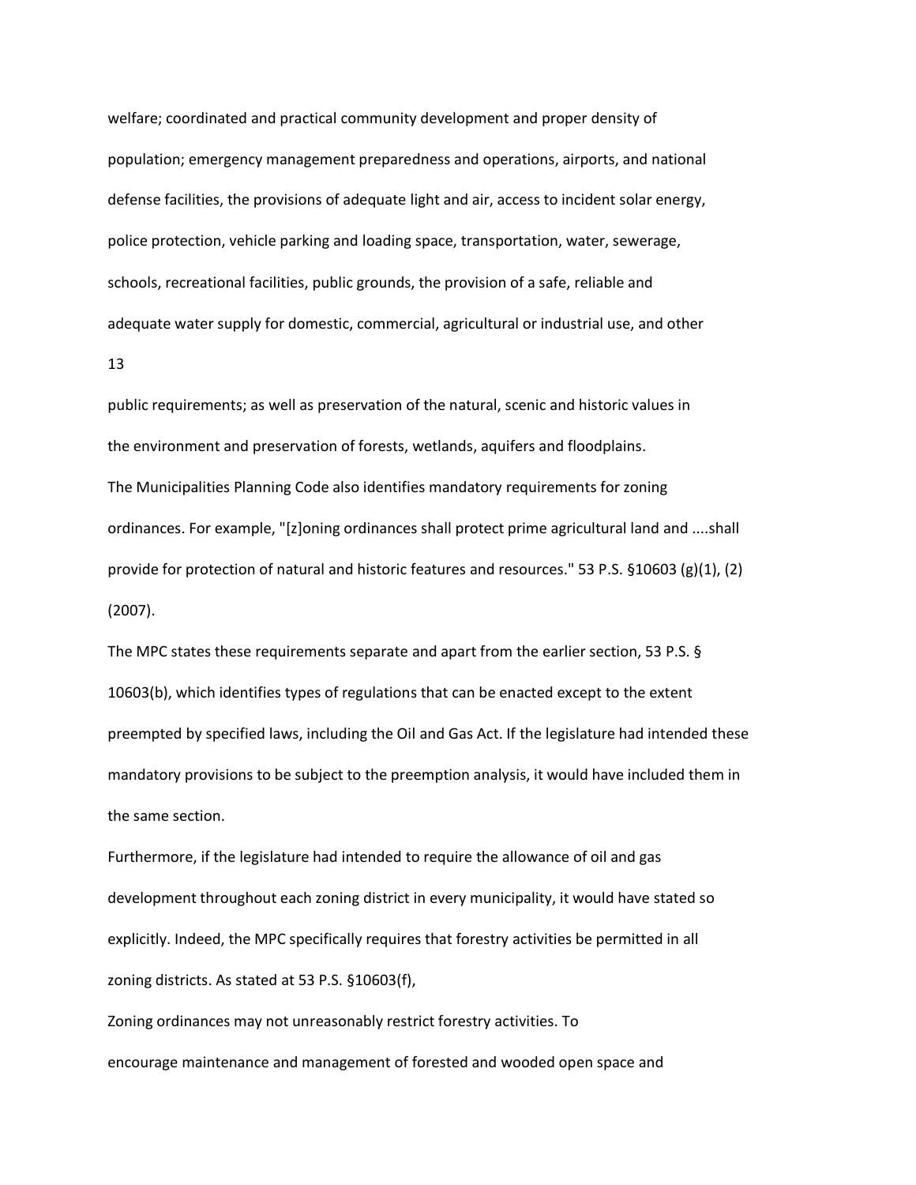welfare; coordinated and practical community development and proper density of population; emergency management preparedness and operations, airports, and national defense facilities, the provisions of adequate light and air, access to incident solar energy, police protection, vehicle parking and loading space, transportation, water, sewerage, schools, recreational facilities, public grounds, the provision of a safe, reliable and adequate water supply for domestic, commercial, agricultural or industrial use, and other public requirements; as well as preservation of the natural, scenic and historic values in the environment and preservation of forests, wetlands, aquifers and floodplains.

The Municipalities Planning Code also identifies mandatory requirements for zoning ordinances. For example, "[z]oning ordinances shall protect prime agricultural land and ....shall provide for protection of natural and historic features and resources." 53 P.S. §10603 (g)(1), (2) (2007).

The MPC states these requirements separate and apart from the earlier section, 53 P.S. § 10603(b), which identifies types of regulations that can be enacted except to the extent preempted by specified laws, including the Oil and Gas Act. If the legislature had intended these mandatory provisions to be subject to the preemption analysis, it would have included them in the same section.

Furthermore, if the legislature had intended to require the allowance of oil and gas development throughout each zoning district in every municipality, it would have stated so explicitly. Indeed, the MPC specifically requires that forestry activities be permitted in all zoning districts. As stated at 53 P.S. §10603(f),

Zoning ordinances may not unreasonably restrict forestry activities. To encourage maintenance and management of forested and wooded open space and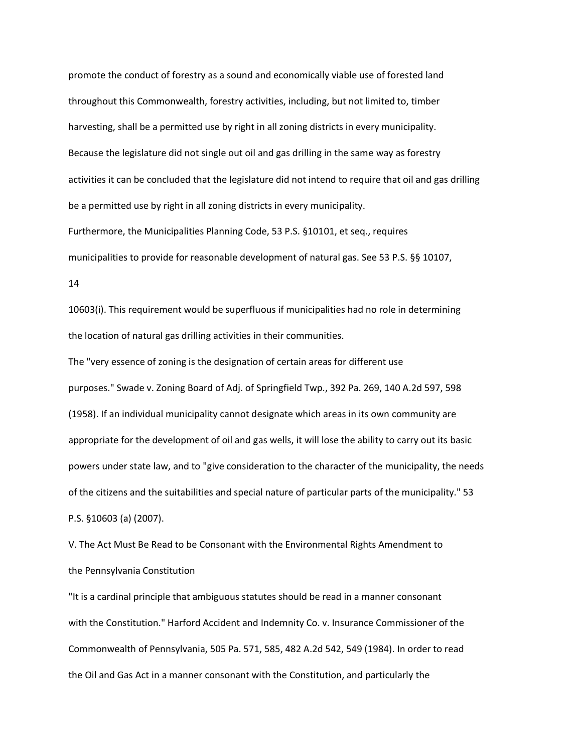promote the conduct of forestry as a sound and economically viable use of forested land throughout this Commonwealth, forestry activities, including, but not limited to, timber harvesting, shall be a permitted use by right in all zoning districts in every municipality. Because the legislature did not single out oil and gas drilling in the same way as forestry activities it can be concluded that the legislature did not intend to require that oil and gas drilling be a permitted use by right in all zoning districts in every municipality.

Furthermore, the Municipalities Planning Code, 53 P.S. §10101, et seq., requires municipalities to provide for reasonable development of natural gas. See 53 P.S. §§ 10107, 10603(i). This requirement would be superfluous if municipalities had no role in determining the location of natural gas drilling activities in their communities.

The "very essence of zoning is the designation of certain areas for different use purposes." Swade v. Zoning Board of Adj. of Springfield Twp., 392 Pa. 269, 140 A.2d 597, 598 (1958). If an individual municipality cannot designate which areas in its own community are appropriate for the development of oil and gas wells, it will lose the ability to carry out its basic powers under state law, and to "give consideration to the character of the municipality, the needs of the citizens and the suitabilities and special nature of particular parts of the municipality." 53 P.S. §10603 (a) (2007).

## V. The Act Must Be Read to be Consonant with the Environmental Rights Amendment to the Pennsylvania Constitution

"It is a cardinal principle that ambiguous statutes should be read in a manner consonant with the Constitution." Harford Accident and Indemnity Co. v. Insurance Commissioner of the Commonwealth of Pennsylvania, 505 Pa. 571, 585, 482 A.2d 542, 549 (1984). In order to read the Oil and Gas Act in a manner consonant with the Constitution, and particularly the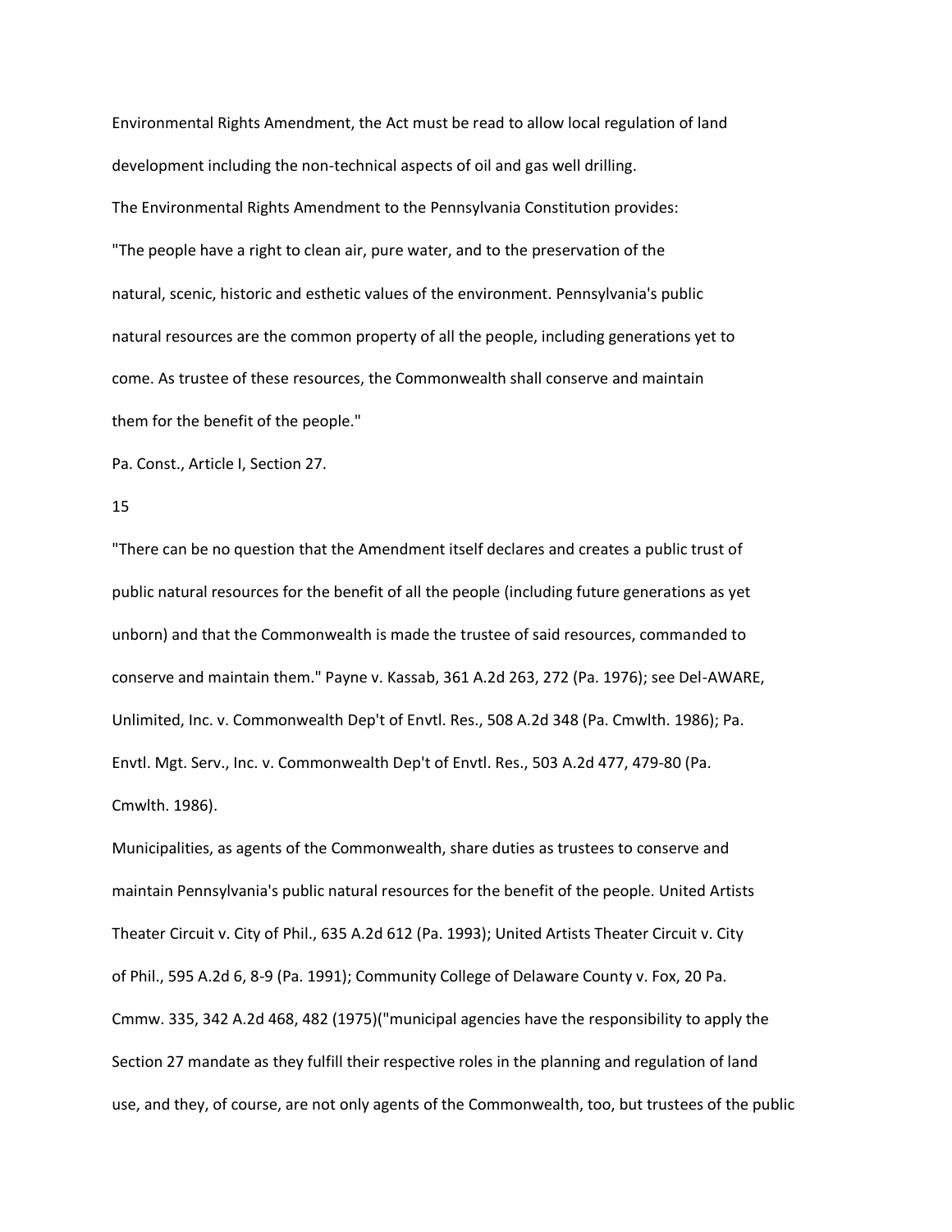Environmental Rights Amendment, the Act must be read to allow local regulation of land development including the non-technical aspects of oil and gas well drilling.

The Environmental Rights Amendment to the Pennsylvania Constitution provides:

"The people have a right to clean air, pure water, and to the preservation of the natural, scenic, historic and esthetic values of the environment. Pennsylvania's public natural resources are the common property of all the people, including generations yet to come. As trustee of these resources, the Commonwealth shall conserve and maintain them for the benefit of the people."

Pa. Const., Article I, Section 27.

"There can be no question that the Amendment itself declares and creates a public trust of public natural resources for the benefit of all the people (including future generations as yet unborn) and that the Commonwealth is made the trustee of said resources, commanded to conserve and maintain them." Payne v. Kassab, 361 A.2d 263, 272 (Pa. 1976); see Del-AWARE, Unlimited, Inc. v. Commonwealth Dep't of Envtl. Res., 508 A.2d 348 (Pa. Cmwlth. 1986); Pa. Envtl. Mgt. Serv., Inc. v. Commonwealth Dep't of Envtl. Res., 503 A.2d 477, 479-80 (Pa. Cmwlth. 1986).

Municipalities, as agents of the Commonwealth, share duties as trustees to conserve and maintain Pennsylvania's public natural resources for the benefit of the people. United Artists Theater Circuit v. City of Phil., 635 A.2d 612 (Pa. 1993); United Artists Theater Circuit v. City of Phil., 595 A.2d 6, 8-9 (Pa. 1991); Community College of Delaware County v. Fox, 20 Pa. Cmmw. 335, 342 A.2d 468, 482 (1975)("municipal agencies have the responsibility to apply the Section 27 mandate as they fulfill their respective roles in the planning and regulation of land use, and they, of course, are not only agents of the Commonwealth, too, but trustees of the public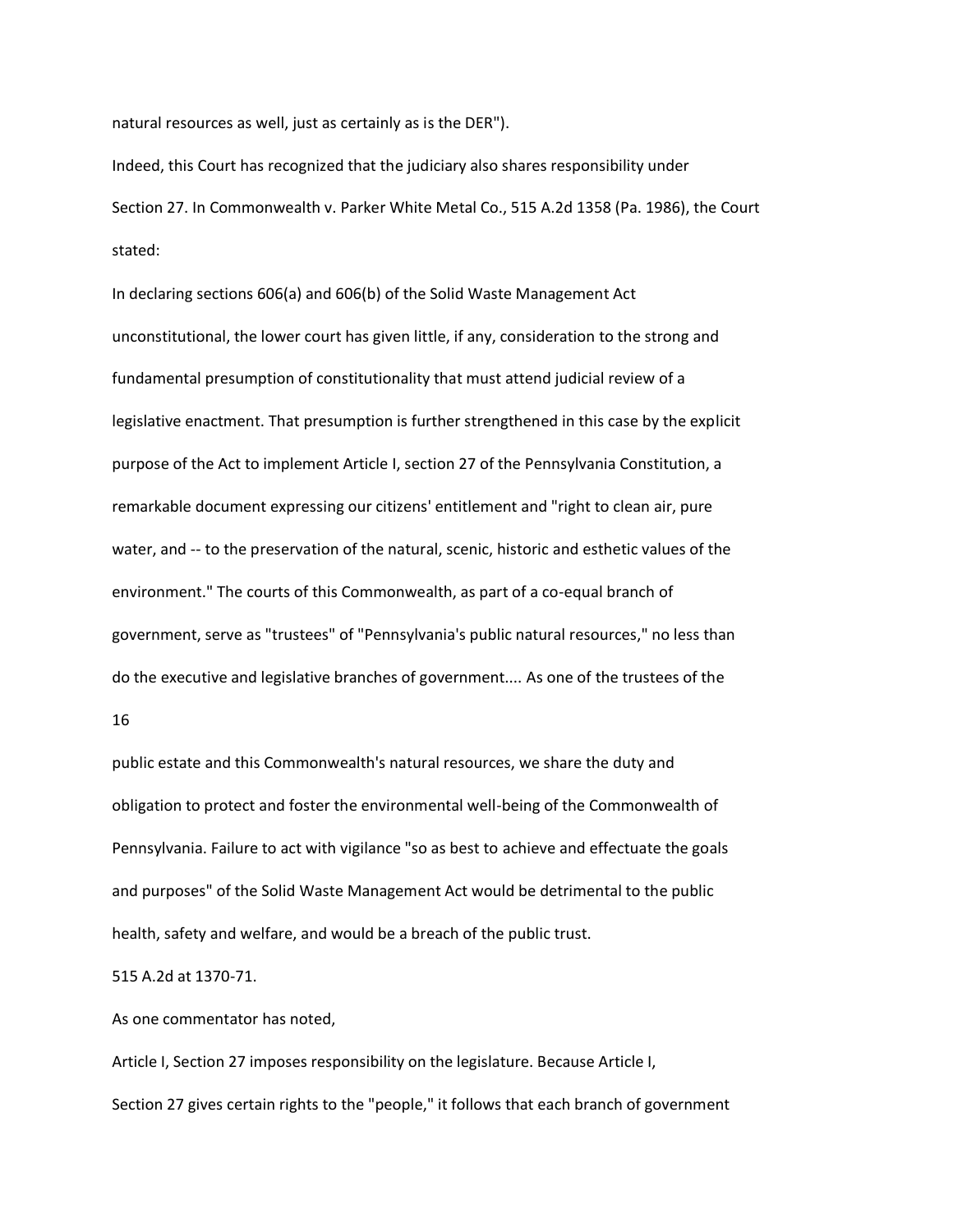natural resources as well, just as certainly as is the DER").

Indeed, this Court has recognized that the judiciary also shares responsibility under Section 27. In Commonwealth v. Parker White Metal Co., 515 A.2d 1358 (Pa. 1986), the Court stated:

In declaring sections 606(a) and 606(b) of the Solid Waste Management Act unconstitutional, the lower court has given little, if any, consideration to the strong and fundamental presumption of constitutionality that must attend judicial review of a legislative enactment. That presumption is further strengthened in this case by the explicit purpose of the Act to implement Article I, section 27 of the Pennsylvania Constitution, a remarkable document expressing our citizens' entitlement and "right to clean air, pure water, and -- to the preservation of the natural, scenic, historic and esthetic values of the environment." The courts of this Commonwealth, as part of a co-equal branch of government, serve as "trustees" of "Pennsylvania's public natural resources," no less than do the executive and legislative branches of government.... As one of the trustees of the public estate and this Commonwealth's natural resources, we share the duty and obligation to protect and foster the environmental well-being of the Commonwealth of Pennsylvania. Failure to act with vigilance "so as best to achieve and effectuate the goals and purposes" of the Solid Waste Management Act would be detrimental to the public health, safety and welfare, and would be a breach of the public trust.

515 A.2d at 1370-71.

As one commentator has noted,

Article I, Section 27 imposes responsibility on the legislature. Because Article I, Section 27 gives certain rights to the "people," it follows that each branch of government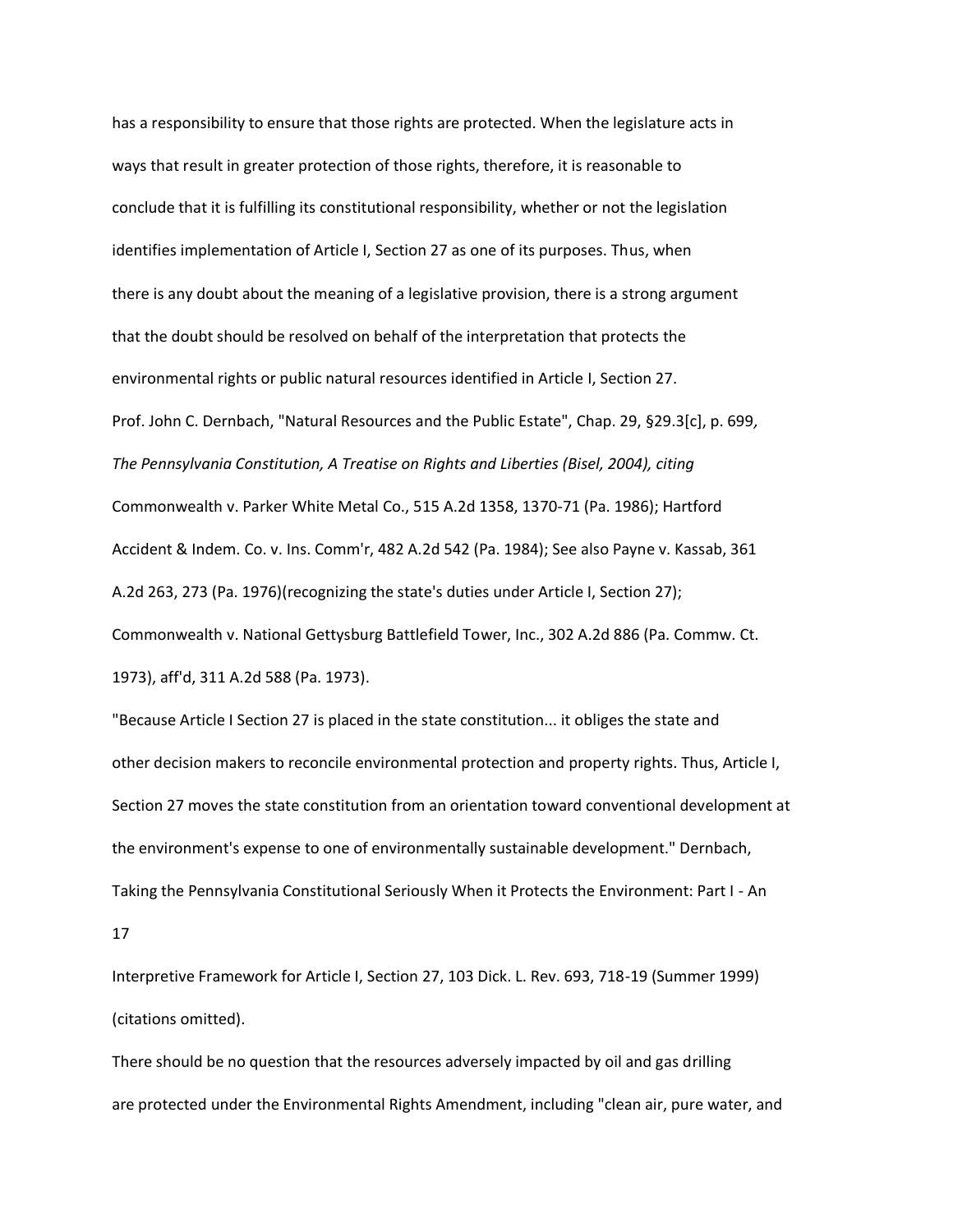has a responsibility to ensure that those rights are protected. When the legislature acts in ways that result in greater protection of those rights, therefore, it is reasonable to conclude that it is fulfilling its constitutional responsibility, whether or not the legislation identifies implementation of Article I, Section 27 as one of its purposes. Thus, when there is any doubt about the meaning of a legislative provision, there is a strong argument that the doubt should be resolved on behalf of the interpretation that protects the environmental rights or public natural resources identified in Article I, Section 27.

Prof. John C. Dernbach, "Natural Resources and the Public Estate", Chap. 29, §29.3[c], p. 699*, The Pennsylvania Constitution, A Treatise on Rights and Liberties (Bisel, 2004), citing* Commonwealth v. Parker White Metal Co., 515 A.2d 1358, 1370-71 (Pa. 1986); Hartford Accident & Indem. Co. v. Ins. Comm'r, 482 A.2d 542 (Pa. 1984); See also Payne v. Kassab, 361 A.2d 263, 273 (Pa. 1976)(recognizing the state's duties under Article I, Section 27); Commonwealth v. National Gettysburg Battlefield Tower, Inc., 302 A.2d 886 (Pa. Commw. Ct. 1973), aff'd, 311 A.2d 588 (Pa. 1973).

"Because Article I Section 27 is placed in the state constitution... it obliges the state and other decision makers to reconcile environmental protection and property rights. Thus, Article I, Section 27 moves the state constitution from an orientation toward conventional development at the environment's expense to one of environmentally sustainable development." Dernbach, Taking the Pennsylvania Constitutional Seriously When it Protects the Environment: Part I - An Interpretive Framework for Article I, Section 27, 103 Dick. L. Rev. 693, 718-19 (Summer 1999) (citations omitted).

There should be no question that the resources adversely impacted by oil and gas drilling are protected under the Environmental Rights Amendment, including "clean air, pure water, and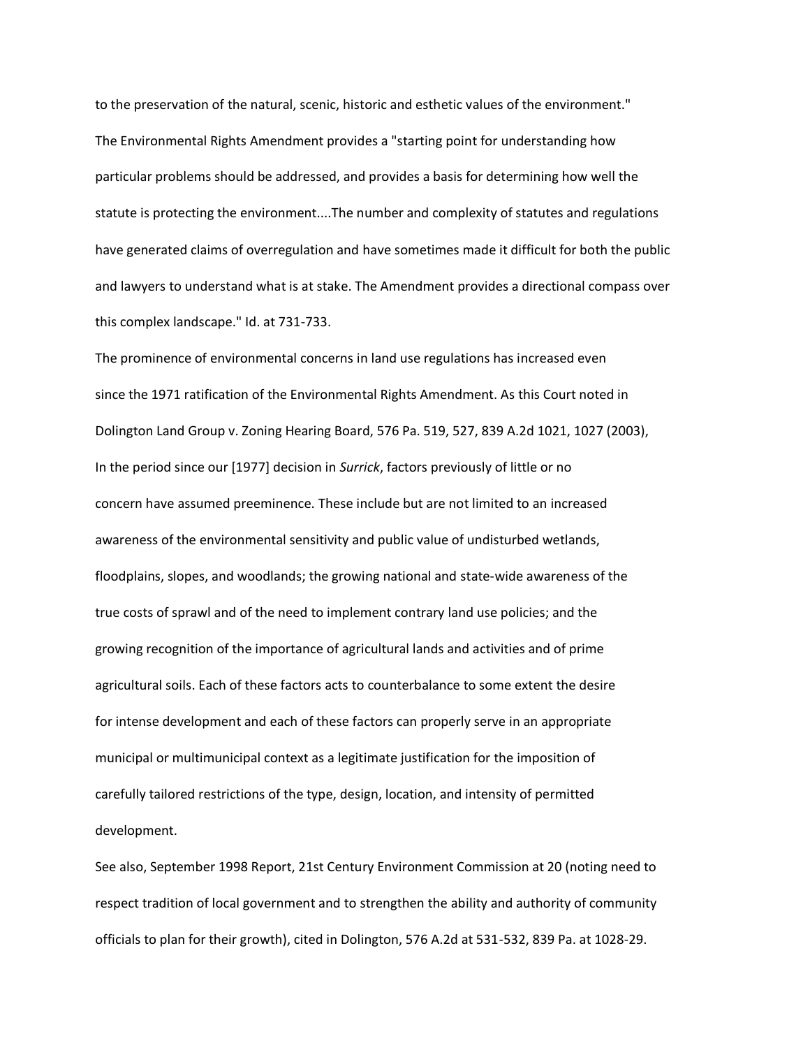to the preservation of the natural, scenic, historic and esthetic values of the environment."

The Environmental Rights Amendment provides a "starting point for understanding how particular problems should be addressed, and provides a basis for determining how well the statute is protecting the environment....The number and complexity of statutes and regulations have generated claims of overregulation and have sometimes made it difficult for both the public and lawyers to understand what is at stake. The Amendment provides a directional compass over this complex landscape." Id. at 731-733.

The prominence of environmental concerns in land use regulations has increased even since the 1971 ratification of the Environmental Rights Amendment. As this Court noted in Dolington Land Group v. Zoning Hearing Board, 576 Pa. 519, 527, 839 A.2d 1021, 1027 (2003),

In the period since our [1977] decision in *Surrick*, factors previously of little or no concern have assumed preeminence. These include but are not limited to an increased awareness of the environmental sensitivity and public value of undisturbed wetlands, floodplains, slopes, and woodlands; the growing national and state-wide awareness of the true costs of sprawl and of the need to implement contrary land use policies; and the growing recognition of the importance of agricultural lands and activities and of prime agricultural soils. Each of these factors acts to counterbalance to some extent the desire for intense development and each of these factors can properly serve in an appropriate municipal or multimunicipal context as a legitimate justification for the imposition of carefully tailored restrictions of the type, design, location, and intensity of permitted development.

See also, September 1998 Report, 21st Century Environment Commission at 20 (noting need to respect tradition of local government and to strengthen the ability and authority of community officials to plan for their growth), cited in Dolington, 576 A.2d at 531-532, 839 Pa. at 1028-29.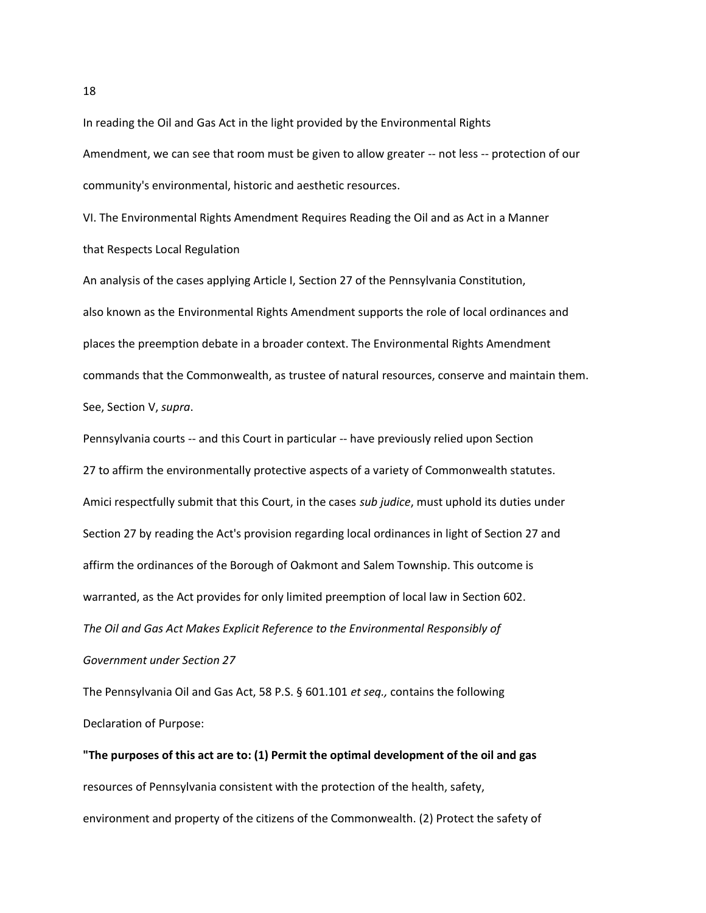In reading the Oil and Gas Act in the light provided by the Environmental Rights Amendment, we can see that room must be given to allow greater -- not less -- protection of our community's environmental, historic and aesthetic resources.

VI. The Environmental Rights Amendment Requires Reading the Oil and as Act in a Manner that Respects Local Regulation

An analysis of the cases applying Article I, Section 27 of the Pennsylvania Constitution, also known as the Environmental Rights Amendment supports the role of local ordinances and places the preemption debate in a broader context. The Environmental Rights Amendment commands that the Commonwealth, as trustee of natural resources, conserve and maintain them. See, Section V, *supra*.

Pennsylvania courts -- and this Court in particular -- have previously relied upon Section 27 to affirm the environmentally protective aspects of a variety of Commonwealth statutes. Amici respectfully submit that this Court, in the cases *sub judice*, must uphold its duties under Section 27 by reading the Act's provision regarding local ordinances in light of Section 27 and affirm the ordinances of the Borough of Oakmont and Salem Township. This outcome is warranted, as the Act provides for only limited preemption of local law in Section 602.

*The Oil and Gas Act Makes Explicit Reference to the Environmental Responsibly of Government under Section 27*

The Pennsylvania Oil and Gas Act, 58 P.S. § 601.101 *et seq.,* contains the following Declaration of Purpose:

**"The purposes of this act are to: (1) Permit the optimal development of the oil and gas** resources of Pennsylvania consistent with the protection of the health, safety, environment and property of the citizens of the Commonwealth. (2) Protect the safety of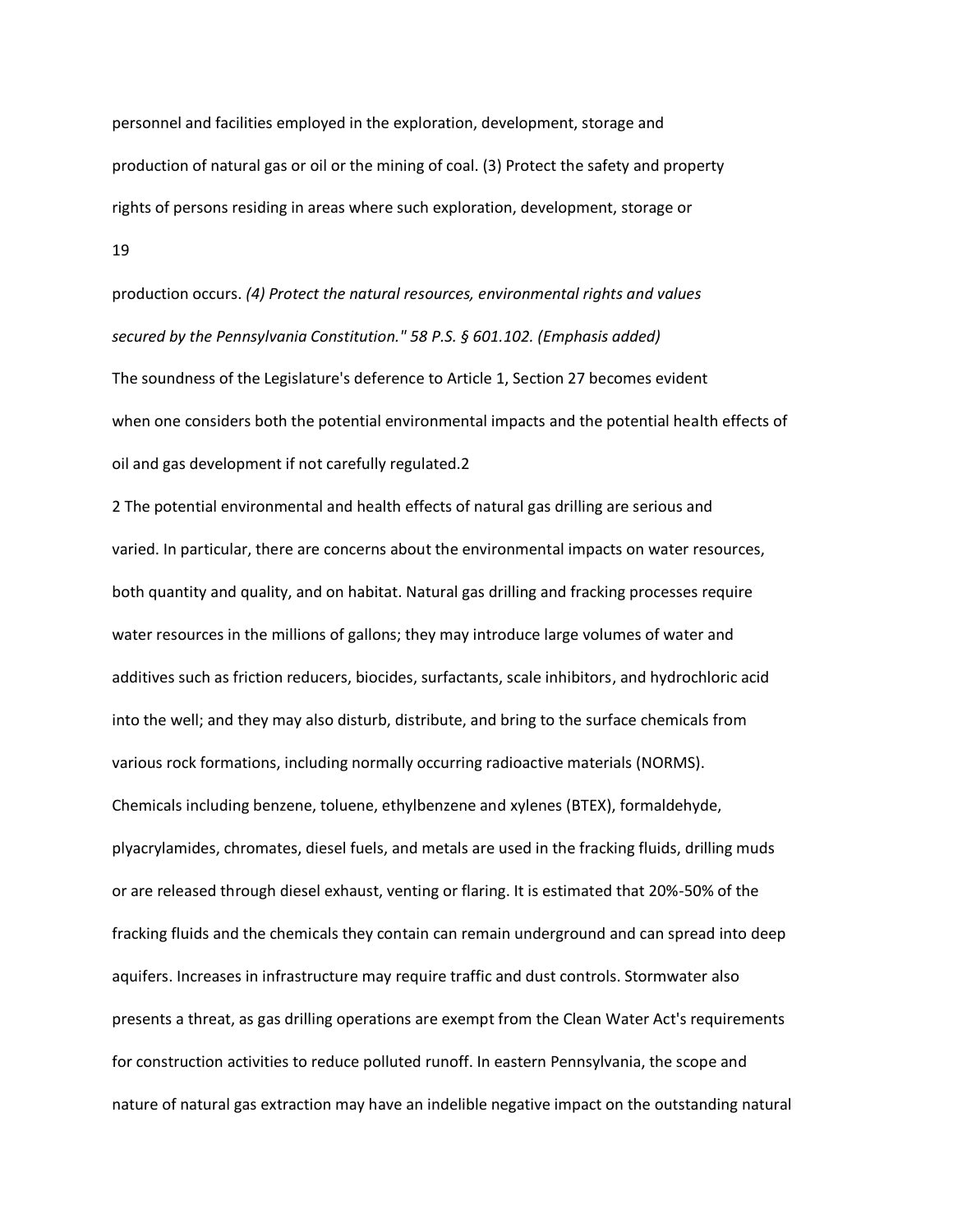personnel and facilities employed in the exploration, development, storage and production of natural gas or oil or the mining of coal. (3) Protect the safety and property rights of persons residing in areas where such exploration, development, storage or production occurs. *(4) Protect the natural resources, environmental rights and values secured by the Pennsylvania Constitution." 58 P.S. § 601.102. (Emphasis added)*

The soundness of the Legislature's deference to Article 1, Section 27 becomes evident when one considers both the potential environmental impacts and the potential health effects of oil and gas development if not carefully regulated.[2]

[2] The potential environmental and health effects of natural gas drilling are serious and varied. In particular, there are concerns about the environmental impacts on water resources, both quantity and quality, and on habitat. Natural gas drilling and fracking processes require water resources in the millions of gallons; they may introduce large volumes of water and additives such as friction reducers, biocides, surfactants, scale inhibitors, and hydrochloric acid into the well; and they may also disturb, distribute, and bring to the surface chemicals from various rock formations, including normally occurring radioactive materials (NORMS). Chemicals including benzene, toluene, ethylbenzene and xylenes (BTEX), formaldehyde, plyacrylamides, chromates, diesel fuels, and metals are used in the fracking fluids, drilling muds or are released through diesel exhaust, venting or flaring. It is estimated that 20%-50% of the fracking fluids and the chemicals they contain can remain underground and can spread into deep aquifers. Increases in infrastructure may require traffic and dust controls. Stormwater also presents a threat, as gas drilling operations are exempt from the Clean Water Act's requirements for construction activities to reduce polluted runoff. In eastern Pennsylvania, the scope and nature of natural gas extraction may have an indelible negative impact on the outstanding natural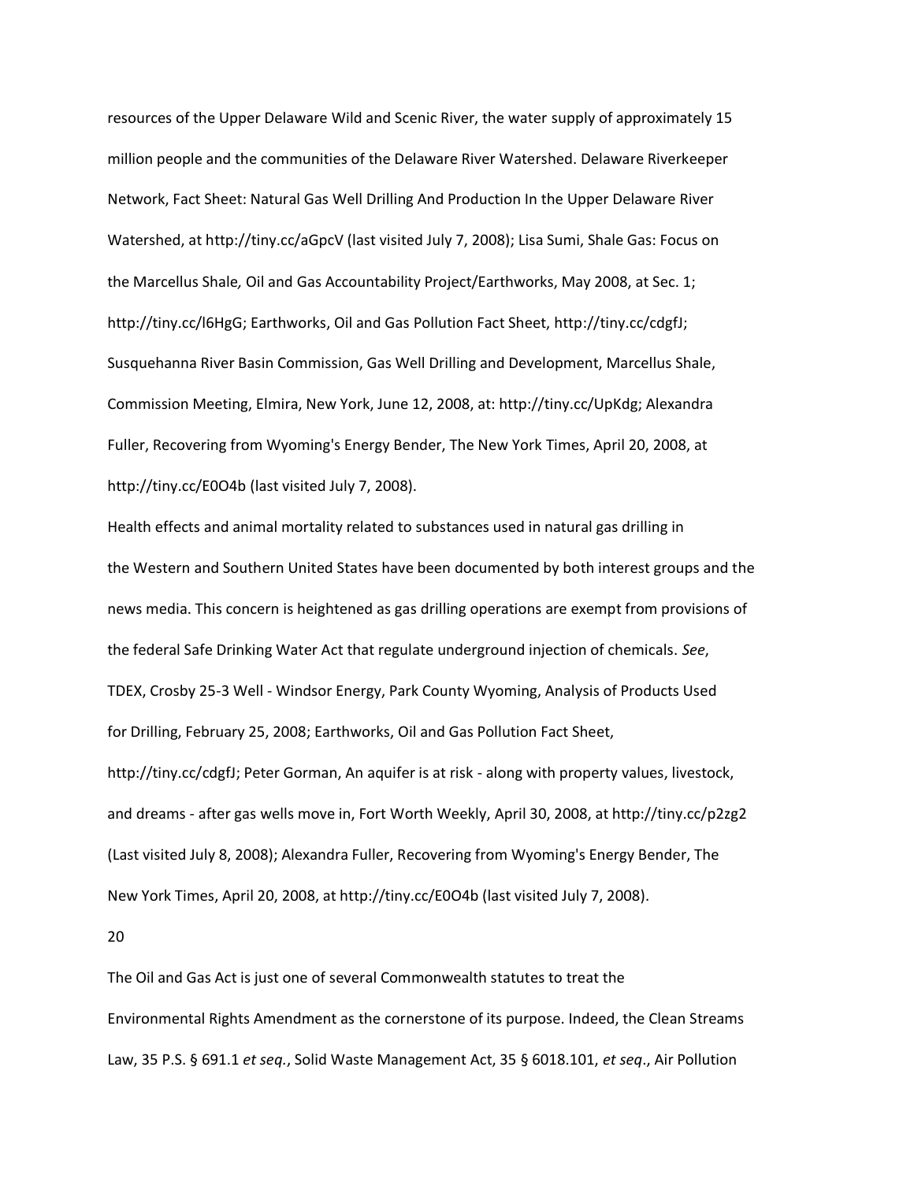resources of the Upper Delaware Wild and Scenic River, the water supply of approximately 15 million people and the communities of the Delaware River Watershed. Delaware Riverkeeper Network, Fact Sheet: Natural Gas Well Drilling And Production In the Upper Delaware River Watershed, at http://tiny.cc/aGpcV (last visited July 7, 2008); Lisa Sumi, Shale Gas: Focus on the Marcellus Shale, Oil and Gas Accountability Project/Earthworks, May 2008, at Sec. 1; http://tiny.cc/l6HgG; Earthworks, Oil and Gas Pollution Fact Sheet, http://tiny.cc/cdgfJ; Susquehanna River Basin Commission, Gas Well Drilling and Development, Marcellus Shale, Commission Meeting, Elmira, New York, June 12, 2008, at: http://tiny.cc/UpKdg; Alexandra Fuller, Recovering from Wyoming's Energy Bender, The New York Times, April 20, 2008, at http://tiny.cc/E0O4b (last visited July 7, 2008).

Health effects and animal mortality related to substances used in natural gas drilling in the Western and Southern United States have been documented by both interest groups and the news media. This concern is heightened as gas drilling operations are exempt from provisions of the federal Safe Drinking Water Act that regulate underground injection of chemicals. *See*, TDEX, Crosby 25-3 Well - Windsor Energy, Park County Wyoming, Analysis of Products Used for Drilling, February 25, 2008; Earthworks, Oil and Gas Pollution Fact Sheet, http://tiny.cc/cdgfJ; Peter Gorman, An aquifer is at risk - along with property values, livestock, and dreams - after gas wells move in, Fort Worth Weekly, April 30, 2008, at http://tiny.cc/p2zg2 (Last visited July 8, 2008); Alexandra Fuller, Recovering from Wyoming's Energy Bender, The New York Times, April 20, 2008, at http://tiny.cc/E0O4b (last visited July 7, 2008).

20

The Oil and Gas Act is just one of several Commonwealth statutes to treat the Environmental Rights Amendment as the cornerstone of its purpose. Indeed, the Clean Streams Law, 35 P.S. § 691.1 *et seq.*, Solid Waste Management Act, 35 § 6018.101, *et seq*., Air Pollution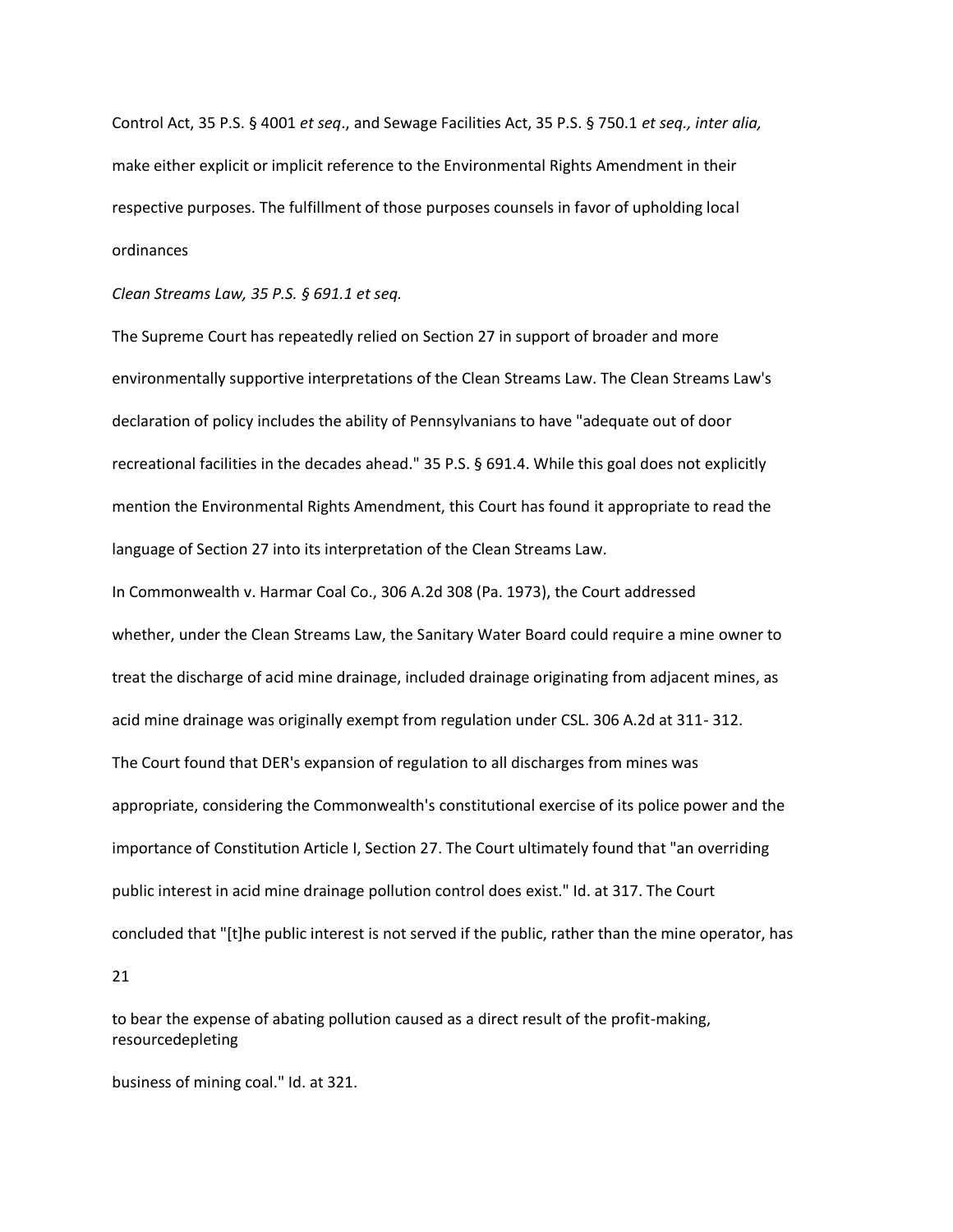Control Act, 35 P.S. § 4001 *et seq*., and Sewage Facilities Act, 35 P.S. § 750.1 *et seq., inter alia,* make either explicit or implicit reference to the Environmental Rights Amendment in their respective purposes. The fulfillment of those purposes counsels in favor of upholding local ordinances

*Clean Streams Law, 35 P.S. § 691.1 et seq.*

The Supreme Court has repeatedly relied on Section 27 in support of broader and more environmentally supportive interpretations of the Clean Streams Law. The Clean Streams Law's declaration of policy includes the ability of Pennsylvanians to have "adequate out of door recreational facilities in the decades ahead." 35 P.S. § 691.4. While this goal does not explicitly mention the Environmental Rights Amendment, this Court has found it appropriate to read the language of Section 27 into its interpretation of the Clean Streams Law.

In Commonwealth v. Harmar Coal Co., 306 A.2d 308 (Pa. 1973), the Court addressed whether, under the Clean Streams Law, the Sanitary Water Board could require a mine owner to treat the discharge of acid mine drainage, included drainage originating from adjacent mines, as acid mine drainage was originally exempt from regulation under CSL. 306 A.2d at 311- 312. The Court found that DER's expansion of regulation to all discharges from mines was appropriate, considering the Commonwealth's constitutional exercise of its police power and the importance of Constitution Article I, Section 27. The Court ultimately found that "an overriding public interest in acid mine drainage pollution control does exist." Id. at 317. The Court concluded that "[t]he public interest is not served if the public, rather than the mine operator, has to bear the expense of abating pollution caused as a direct result of the profit-making, resourcedepleting business of mining coal." Id. at 321.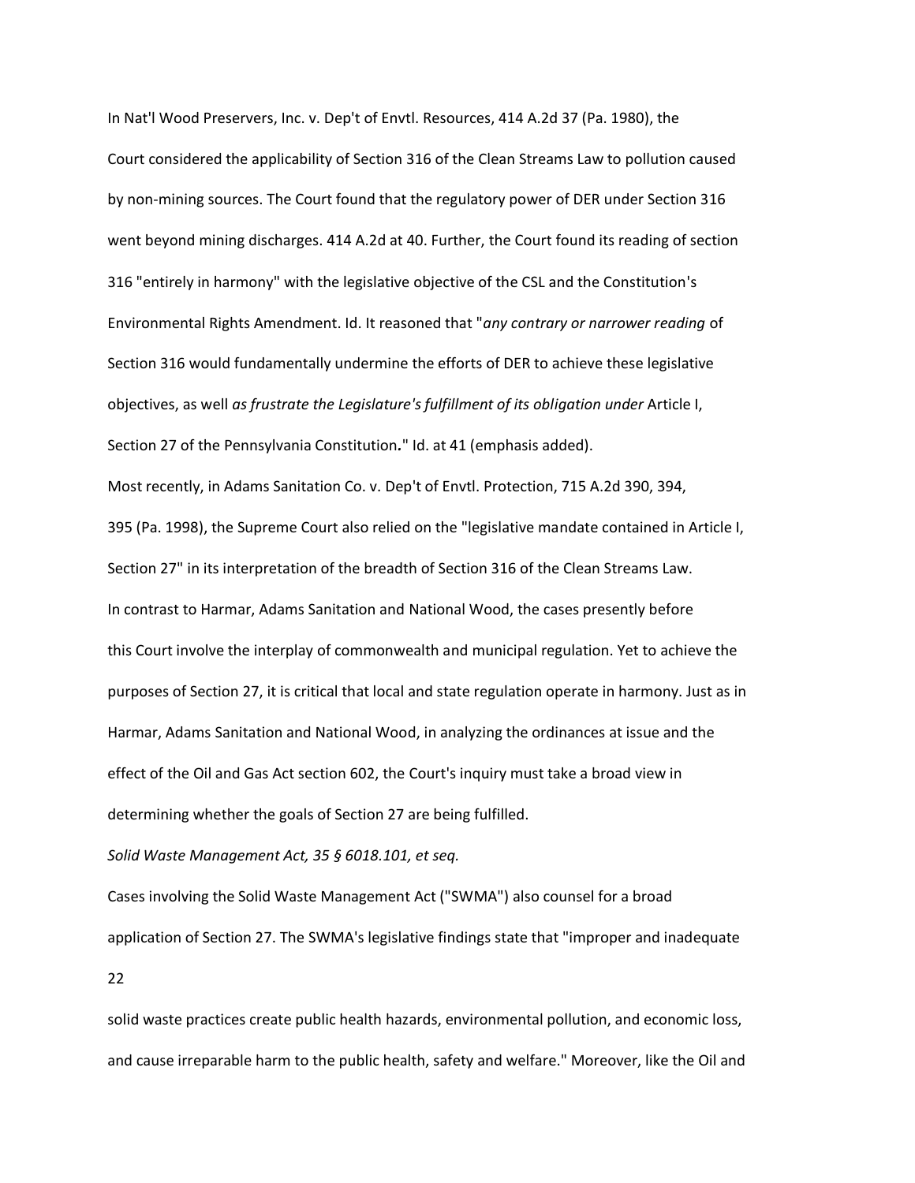In Nat'l Wood Preservers, Inc. v. Dep't of Envtl. Resources, 414 A.2d 37 (Pa. 1980), the Court considered the applicability of Section 316 of the Clean Streams Law to pollution caused by non-mining sources. The Court found that the regulatory power of DER under Section 316 went beyond mining discharges. 414 A.2d at 40. Further, the Court found its reading of section 316 "entirely in harmony" with the legislative objective of the CSL and the Constitution's Environmental Rights Amendment. Id. It reasoned that "*any contrary or narrower reading* of Section 316 would fundamentally undermine the efforts of DER to achieve these legislative objectives, as well *as frustrate the Legislature's fulfillment of its obligation under* Article I, Section 27 of the Pennsylvania Constitution**.**" Id. at 41 (emphasis added).

Most recently, in Adams Sanitation Co. v. Dep't of Envtl. Protection, 715 A.2d 390, 394, 395 (Pa. 1998), the Supreme Court also relied on the "legislative mandate contained in Article I, Section 27" in its interpretation of the breadth of Section 316 of the Clean Streams Law.

In contrast to Harmar, Adams Sanitation and National Wood, the cases presently before this Court involve the interplay of commonwealth and municipal regulation. Yet to achieve the purposes of Section 27, it is critical that local and state regulation operate in harmony. Just as in Harmar, Adams Sanitation and National Wood, in analyzing the ordinances at issue and the effect of the Oil and Gas Act section 602, the Court's inquiry must take a broad view in determining whether the goals of Section 27 are being fulfilled.

*Solid Waste Management Act, 35 § 6018.101, et seq.*

Cases involving the Solid Waste Management Act ("SWMA") also counsel for a broad application of Section 27. The SWMA's legislative findings state that "improper and inadequate solid waste practices create public health hazards, environmental pollution, and economic loss, and cause irreparable harm to the public health, safety and welfare." Moreover, like the Oil and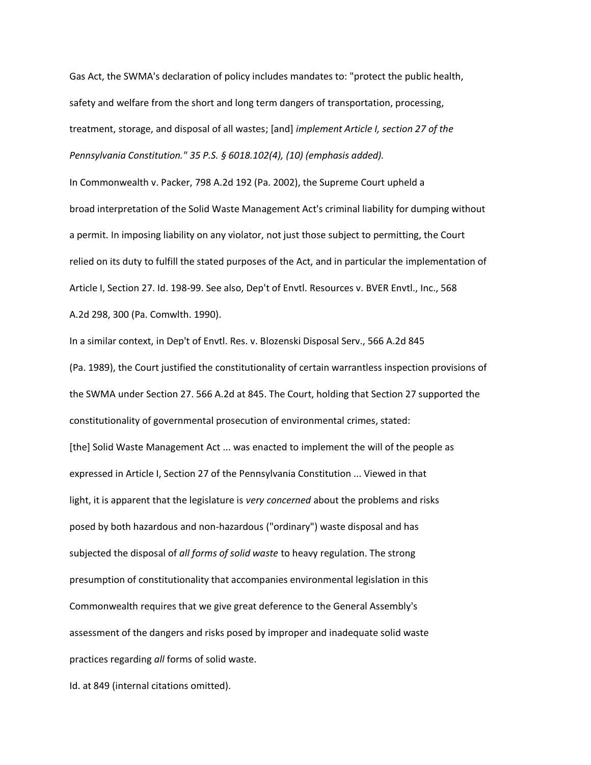Gas Act, the SWMA's declaration of policy includes mandates to: "protect the public health, safety and welfare from the short and long term dangers of transportation, processing, treatment, storage, and disposal of all wastes; [and] *implement Article I, section 27 of the Pennsylvania Constitution." 35 P.S. § 6018.102(4), (10) (emphasis added).*

In Commonwealth v. Packer, 798 A.2d 192 (Pa. 2002), the Supreme Court upheld a broad interpretation of the Solid Waste Management Act's criminal liability for dumping without a permit. In imposing liability on any violator, not just those subject to permitting, the Court relied on its duty to fulfill the stated purposes of the Act, and in particular the implementation of Article I, Section 27. Id. 198-99. See also, Dep't of Envtl. Resources v. BVER Envtl., Inc., 568 A.2d 298, 300 (Pa. Comwlth. 1990).

In a similar context, in Dep't of Envtl. Res. v. Blozenski Disposal Serv., 566 A.2d 845 (Pa. 1989), the Court justified the constitutionality of certain warrantless inspection provisions of the SWMA under Section 27. 566 A.2d at 845. The Court, holding that Section 27 supported the constitutionality of governmental prosecution of environmental crimes, stated:

> [the] Solid Waste Management Act ... was enacted to implement the will of the people as expressed in Article I, Section 27 of the Pennsylvania Constitution ... Viewed in that light, it is apparent that the legislature is *very concerned* about the problems and risks posed by both hazardous and non-hazardous ("ordinary") waste disposal and has subjected the disposal of *all forms of solid waste* to heavy regulation. The strong presumption of constitutionality that accompanies environmental legislation in this Commonwealth requires that we give great deference to the General Assembly's assessment of the dangers and risks posed by improper and inadequate solid waste practices regarding *all* forms of solid waste.

Id. at 849 (internal citations omitted).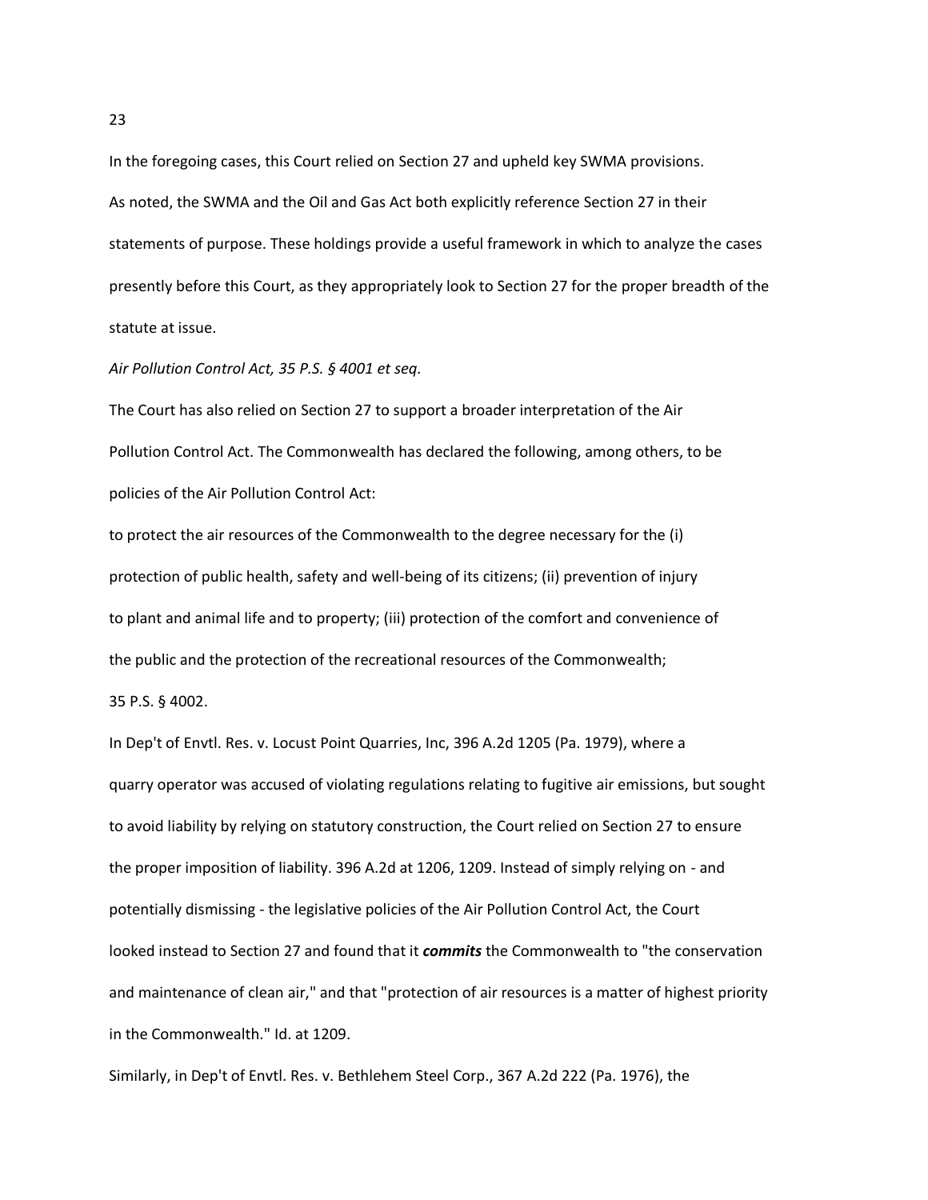In the foregoing cases, this Court relied on Section 27 and upheld key SWMA provisions. As noted, the SWMA and the Oil and Gas Act both explicitly reference Section 27 in their statements of purpose. These holdings provide a useful framework in which to analyze the cases presently before this Court, as they appropriately look to Section 27 for the proper breadth of the statute at issue.

*Air Pollution Control Act, 35 P.S. § 4001 et seq.*

The Court has also relied on Section 27 to support a broader interpretation of the Air Pollution Control Act. The Commonwealth has declared the following, among others, to be policies of the Air Pollution Control Act:

to protect the air resources of the Commonwealth to the degree necessary for the (i) protection of public health, safety and well-being of its citizens; (ii) prevention of injury to plant and animal life and to property; (iii) protection of the comfort and convenience of the public and the protection of the recreational resources of the Commonwealth;

35 P.S. § 4002.

In Dep't of Envtl. Res. v. Locust Point Quarries, Inc, 396 A.2d 1205 (Pa. 1979), where a quarry operator was accused of violating regulations relating to fugitive air emissions, but sought to avoid liability by relying on statutory construction, the Court relied on Section 27 to ensure the proper imposition of liability. 396 A.2d at 1206, 1209. Instead of simply relying on - and potentially dismissing - the legislative policies of the Air Pollution Control Act, the Court looked instead to Section 27 and found that it ***commits*** the Commonwealth to "the conservation and maintenance of clean air," and that "protection of air resources is a matter of highest priority in the Commonwealth." Id. at 1209.

Similarly, in Dep't of Envtl. Res. v. Bethlehem Steel Corp., 367 A.2d 222 (Pa. 1976), the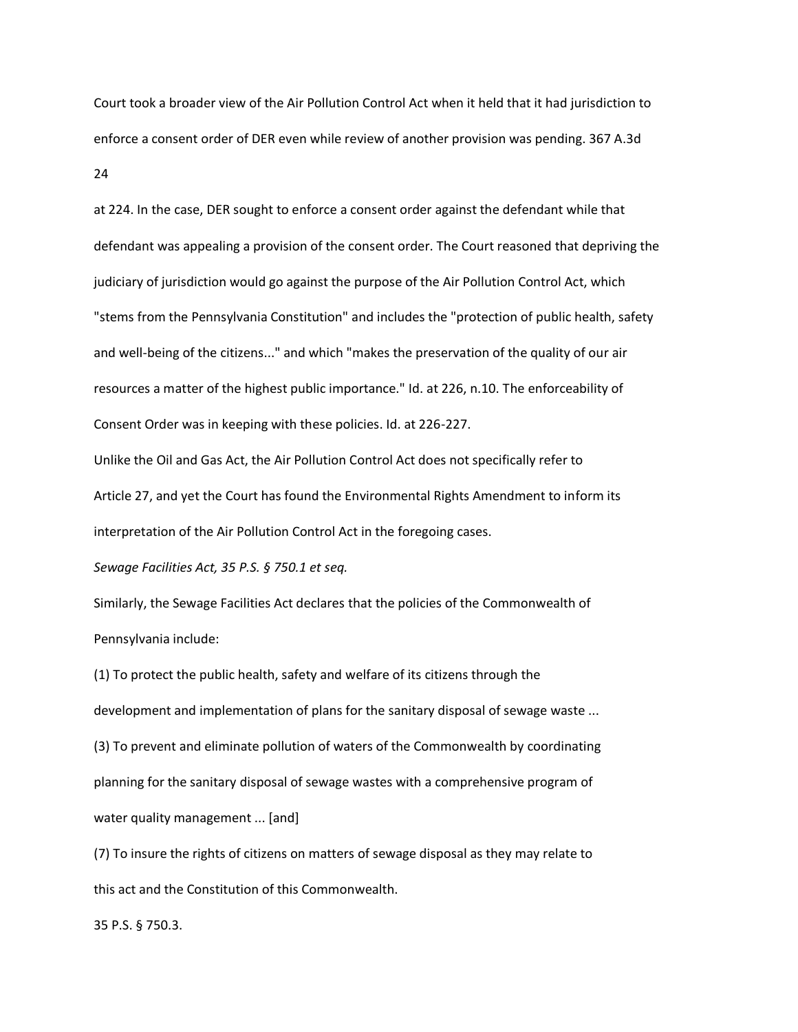Court took a broader view of the Air Pollution Control Act when it held that it had jurisdiction to enforce a consent order of DER even while review of another provision was pending. 367 A.3d at 224. In the case, DER sought to enforce a consent order against the defendant while that defendant was appealing a provision of the consent order. The Court reasoned that depriving the judiciary of jurisdiction would go against the purpose of the Air Pollution Control Act, which "stems from the Pennsylvania Constitution" and includes the "protection of public health, safety and well-being of the citizens..." and which "makes the preservation of the quality of our air resources a matter of the highest public importance." Id. at 226, n.10. The enforceability of Consent Order was in keeping with these policies. Id. at 226-227.

Unlike the Oil and Gas Act, the Air Pollution Control Act does not specifically refer to Article 27, and yet the Court has found the Environmental Rights Amendment to inform its interpretation of the Air Pollution Control Act in the foregoing cases.

*Sewage Facilities Act, 35 P.S. § 750.1 et seq.*

Similarly, the Sewage Facilities Act declares that the policies of the Commonwealth of Pennsylvania include:

(1) To protect the public health, safety and welfare of its citizens through the development and implementation of plans for the sanitary disposal of sewage waste ...

(3) To prevent and eliminate pollution of waters of the Commonwealth by coordinating planning for the sanitary disposal of sewage wastes with a comprehensive program of water quality management ... [and]

(7) To insure the rights of citizens on matters of sewage disposal as they may relate to this act and the Constitution of this Commonwealth.

35 P.S. § 750.3.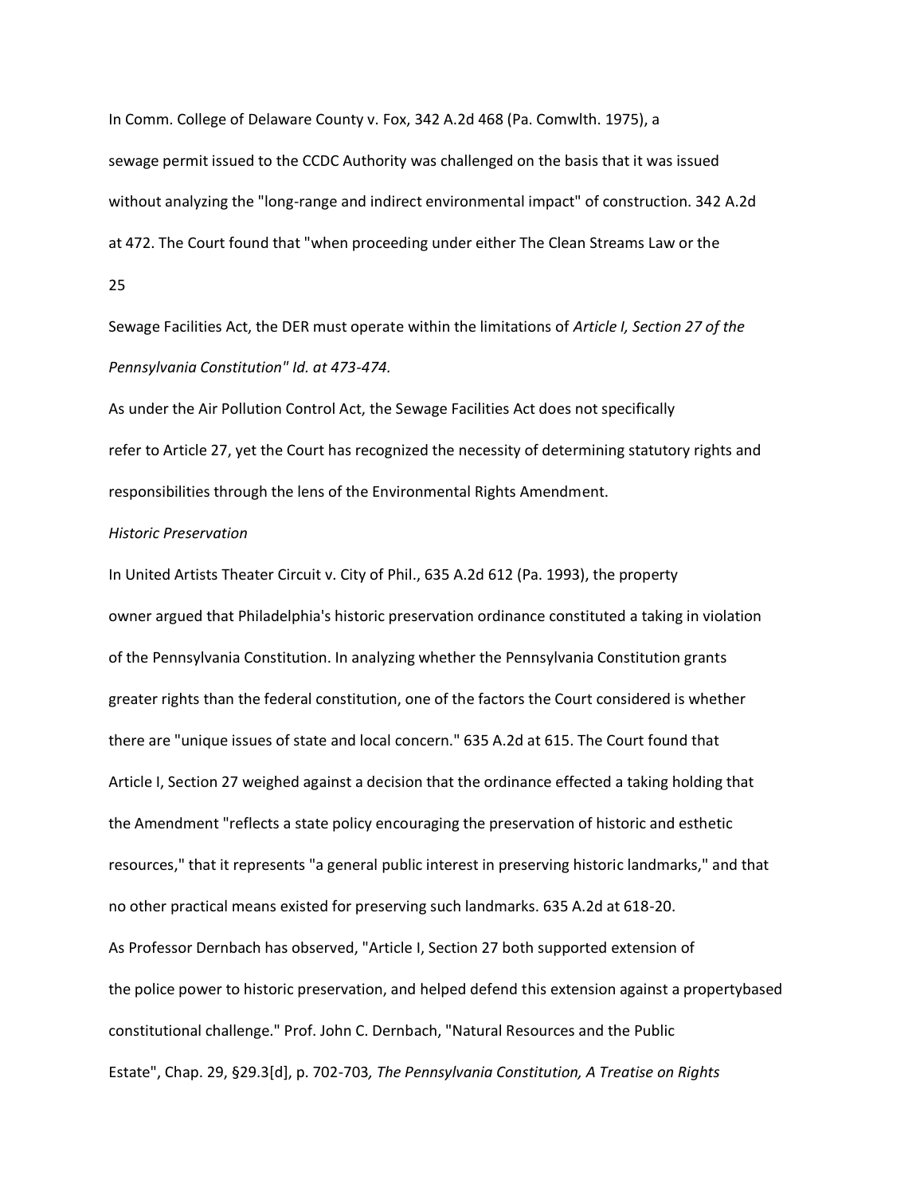In Comm. College of Delaware County v. Fox, 342 A.2d 468 (Pa. Comwlth. 1975), a sewage permit issued to the CCDC Authority was challenged on the basis that it was issued without analyzing the "long-range and indirect environmental impact" of construction. 342 A.2d at 472. The Court found that "when proceeding under either The Clean Streams Law or the Sewage Facilities Act, the DER must operate within the limitations of *Article I, Section 27 of the Pennsylvania Constitution" Id. at 473-474.*

As under the Air Pollution Control Act, the Sewage Facilities Act does not specifically refer to Article 27, yet the Court has recognized the necessity of determining statutory rights and responsibilities through the lens of the Environmental Rights Amendment.

*Historic Preservation*

In United Artists Theater Circuit v. City of Phil., 635 A.2d 612 (Pa. 1993), the property owner argued that Philadelphia's historic preservation ordinance constituted a taking in violation of the Pennsylvania Constitution. In analyzing whether the Pennsylvania Constitution grants greater rights than the federal constitution, one of the factors the Court considered is whether there are "unique issues of state and local concern." 635 A.2d at 615. The Court found that Article I, Section 27 weighed against a decision that the ordinance effected a taking holding that the Amendment "reflects a state policy encouraging the preservation of historic and esthetic resources," that it represents "a general public interest in preserving historic landmarks," and that no other practical means existed for preserving such landmarks. 635 A.2d at 618-20.

As Professor Dernbach has observed, "Article I, Section 27 both supported extension of the police power to historic preservation, and helped defend this extension against a propertybased constitutional challenge." Prof. John C. Dernbach, "Natural Resources and the Public Estate", Chap. 29, §29.3[d], p. 702-703*, The Pennsylvania Constitution, A Treatise on Rights*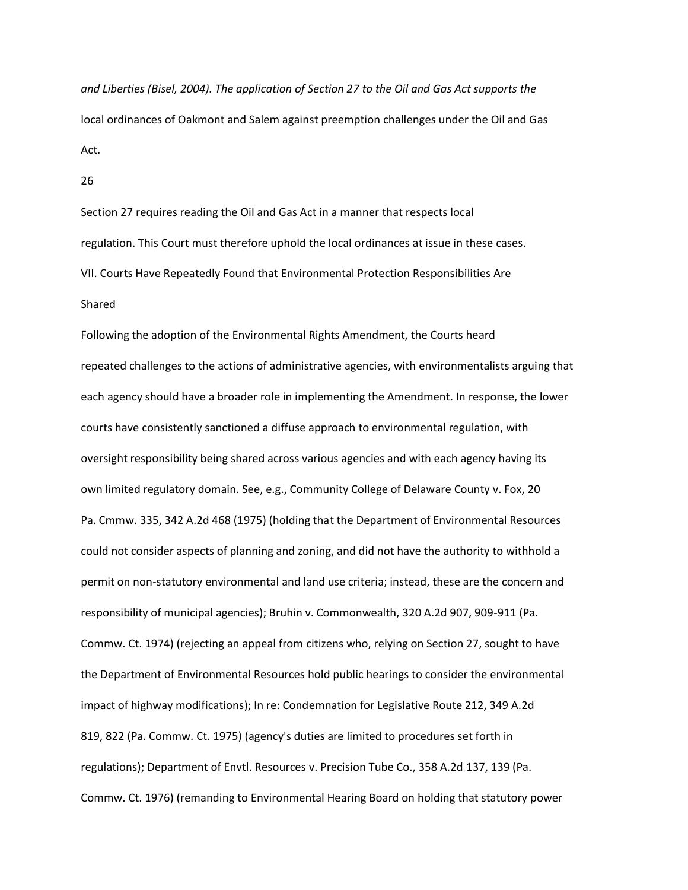*and Liberties (Bisel, 2004). The application of Section 27 to the Oil and Gas Act supports the* local ordinances of Oakmont and Salem against preemption challenges under the Oil and Gas Act.

Section 27 requires reading the Oil and Gas Act in a manner that respects local regulation. This Court must therefore uphold the local ordinances at issue in these cases.

## VII. Courts Have Repeatedly Found that Environmental Protection Responsibilities Are Shared

Following the adoption of the Environmental Rights Amendment, the Courts heard repeated challenges to the actions of administrative agencies, with environmentalists arguing that each agency should have a broader role in implementing the Amendment. In response, the lower courts have consistently sanctioned a diffuse approach to environmental regulation, with oversight responsibility being shared across various agencies and with each agency having its own limited regulatory domain. See, e.g., Community College of Delaware County v. Fox, 20 Pa. Cmmw. 335, 342 A.2d 468 (1975) (holding that the Department of Environmental Resources could not consider aspects of planning and zoning, and did not have the authority to withhold a permit on non-statutory environmental and land use criteria; instead, these are the concern and responsibility of municipal agencies); Bruhin v. Commonwealth, 320 A.2d 907, 909-911 (Pa. Commw. Ct. 1974) (rejecting an appeal from citizens who, relying on Section 27, sought to have the Department of Environmental Resources hold public hearings to consider the environmental impact of highway modifications); In re: Condemnation for Legislative Route 212, 349 A.2d 819, 822 (Pa. Commw. Ct. 1975) (agency's duties are limited to procedures set forth in regulations); Department of Envtl. Resources v. Precision Tube Co., 358 A.2d 137, 139 (Pa. Commw. Ct. 1976) (remanding to Environmental Hearing Board on holding that statutory power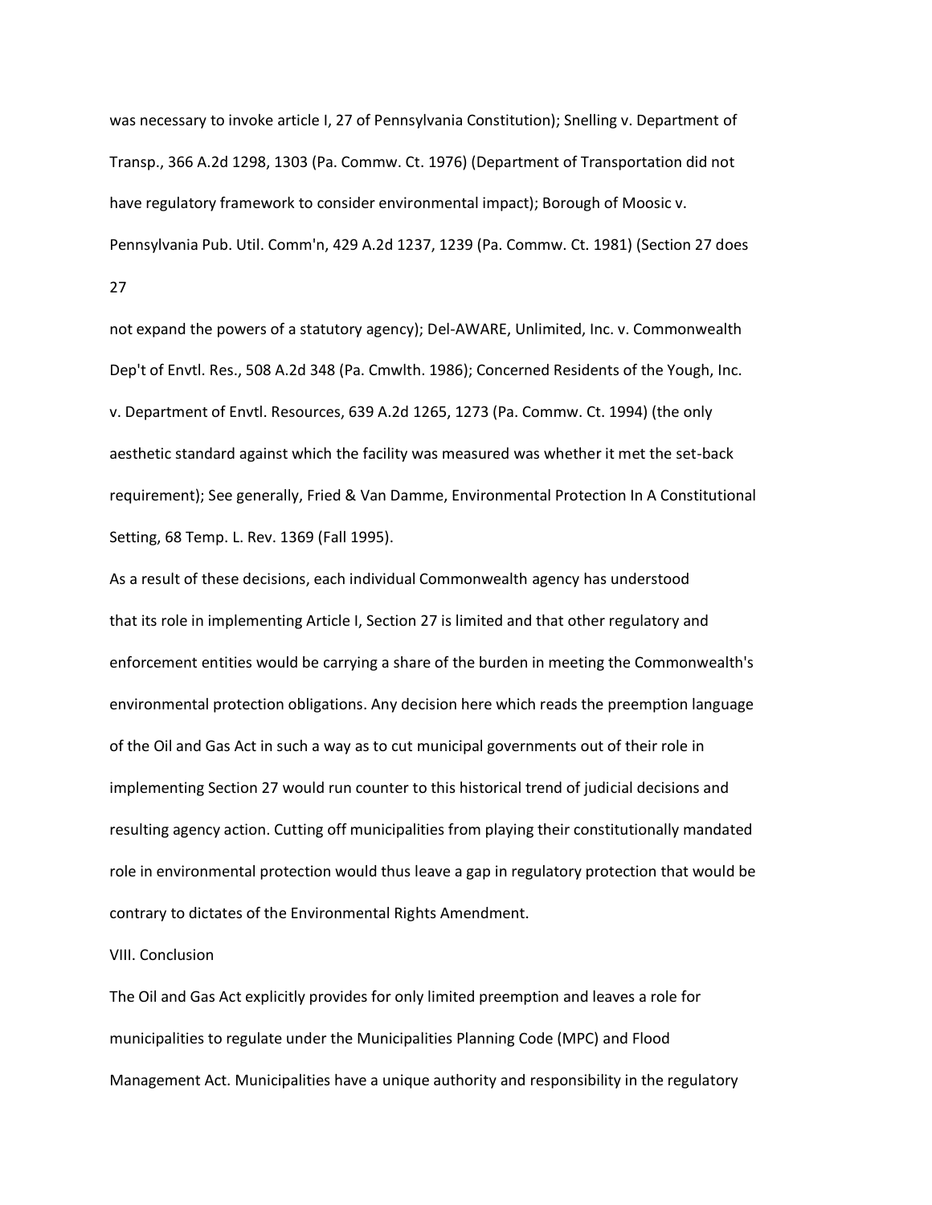was necessary to invoke article I, 27 of Pennsylvania Constitution); Snelling v. Department of Transp., 366 A.2d 1298, 1303 (Pa. Commw. Ct. 1976) (Department of Transportation did not have regulatory framework to consider environmental impact); Borough of Moosic v. Pennsylvania Pub. Util. Comm'n, 429 A.2d 1237, 1239 (Pa. Commw. Ct. 1981) (Section 27 does not expand the powers of a statutory agency); Del-AWARE, Unlimited, Inc. v. Commonwealth Dep't of Envtl. Res., 508 A.2d 348 (Pa. Cmwlth. 1986); Concerned Residents of the Yough, Inc. v. Department of Envtl. Resources, 639 A.2d 1265, 1273 (Pa. Commw. Ct. 1994) (the only aesthetic standard against which the facility was measured was whether it met the set-back requirement); See generally, Fried & Van Damme, Environmental Protection In A Constitutional Setting, 68 Temp. L. Rev. 1369 (Fall 1995).

As a result of these decisions, each individual Commonwealth agency has understood that its role in implementing Article I, Section 27 is limited and that other regulatory and enforcement entities would be carrying a share of the burden in meeting the Commonwealth's environmental protection obligations. Any decision here which reads the preemption language of the Oil and Gas Act in such a way as to cut municipal governments out of their role in implementing Section 27 would run counter to this historical trend of judicial decisions and resulting agency action. Cutting off municipalities from playing their constitutionally mandated role in environmental protection would thus leave a gap in regulatory protection that would be contrary to dictates of the Environmental Rights Amendment.

## VIII. Conclusion

The Oil and Gas Act explicitly provides for only limited preemption and leaves a role for municipalities to regulate under the Municipalities Planning Code (MPC) and Flood Management Act. Municipalities have a unique authority and responsibility in the regulatory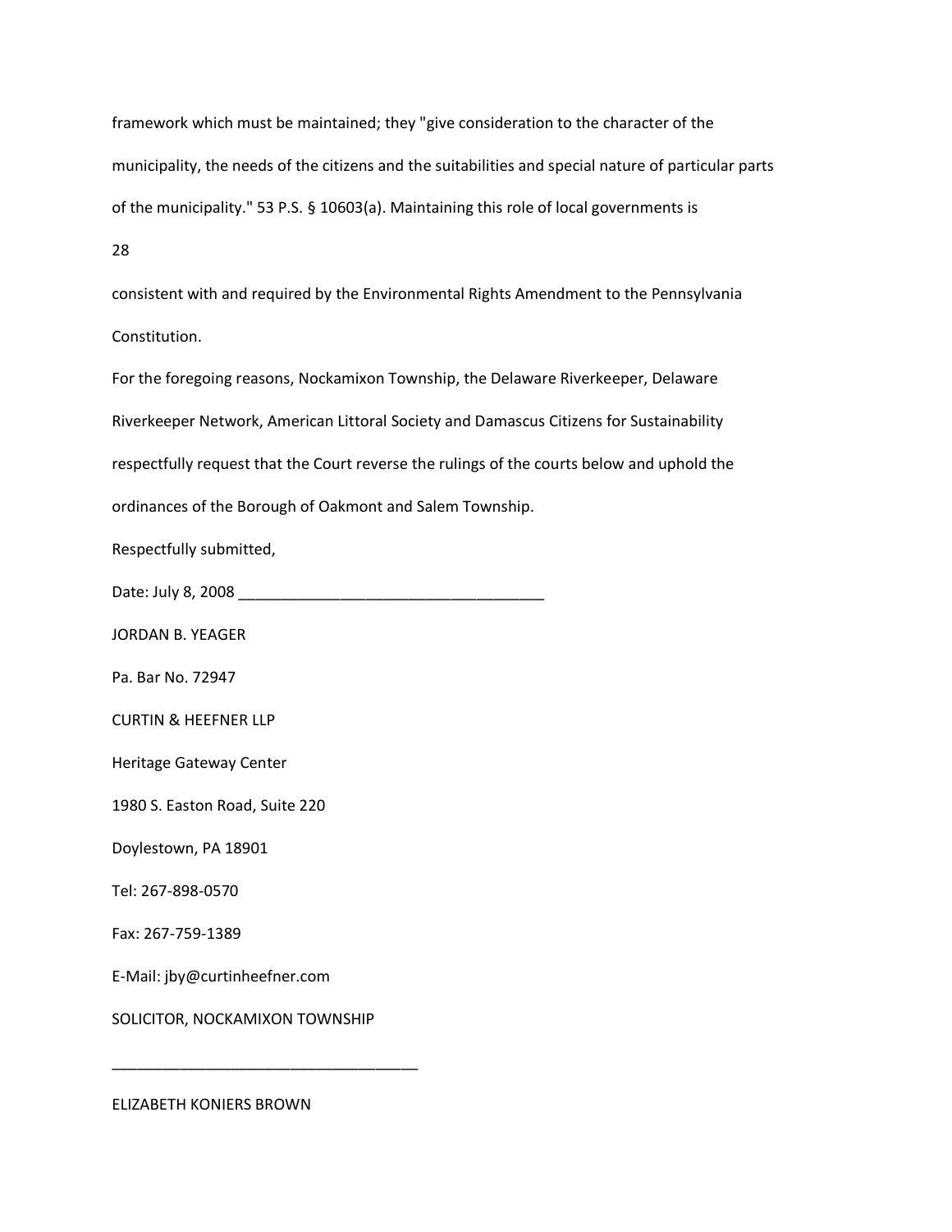framework which must be maintained; they "give consideration to the character of the municipality, the needs of the citizens and the suitabilities and special nature of particular parts of the municipality." 53 P.S. § 10603(a). Maintaining this role of local governments is consistent with and required by the Environmental Rights Amendment to the Pennsylvania Constitution.

For the foregoing reasons, Nockamixon Township, the Delaware Riverkeeper, Delaware Riverkeeper Network, American Littoral Society and Damascus Citizens for Sustainability respectfully request that the Court reverse the rulings of the courts below and uphold the ordinances of the Borough of Oakmont and Salem Township.

Respectfully submitted,

Date: July 8, 2008 ____________________________________

JORDAN B. YEAGER

Pa. Bar No. 72947

CURTIN & HEEFNER LLP

Heritage Gateway Center

1980 S. Easton Road, Suite 220

Doylestown, PA 18901

Tel: 267-898-0570

Fax: 267-759-1389

E-Mail: jby@curtinheefner.com

SOLICITOR, NOCKAMIXON TOWNSHIP

____________________________________

ELIZABETH KONIERS BROWN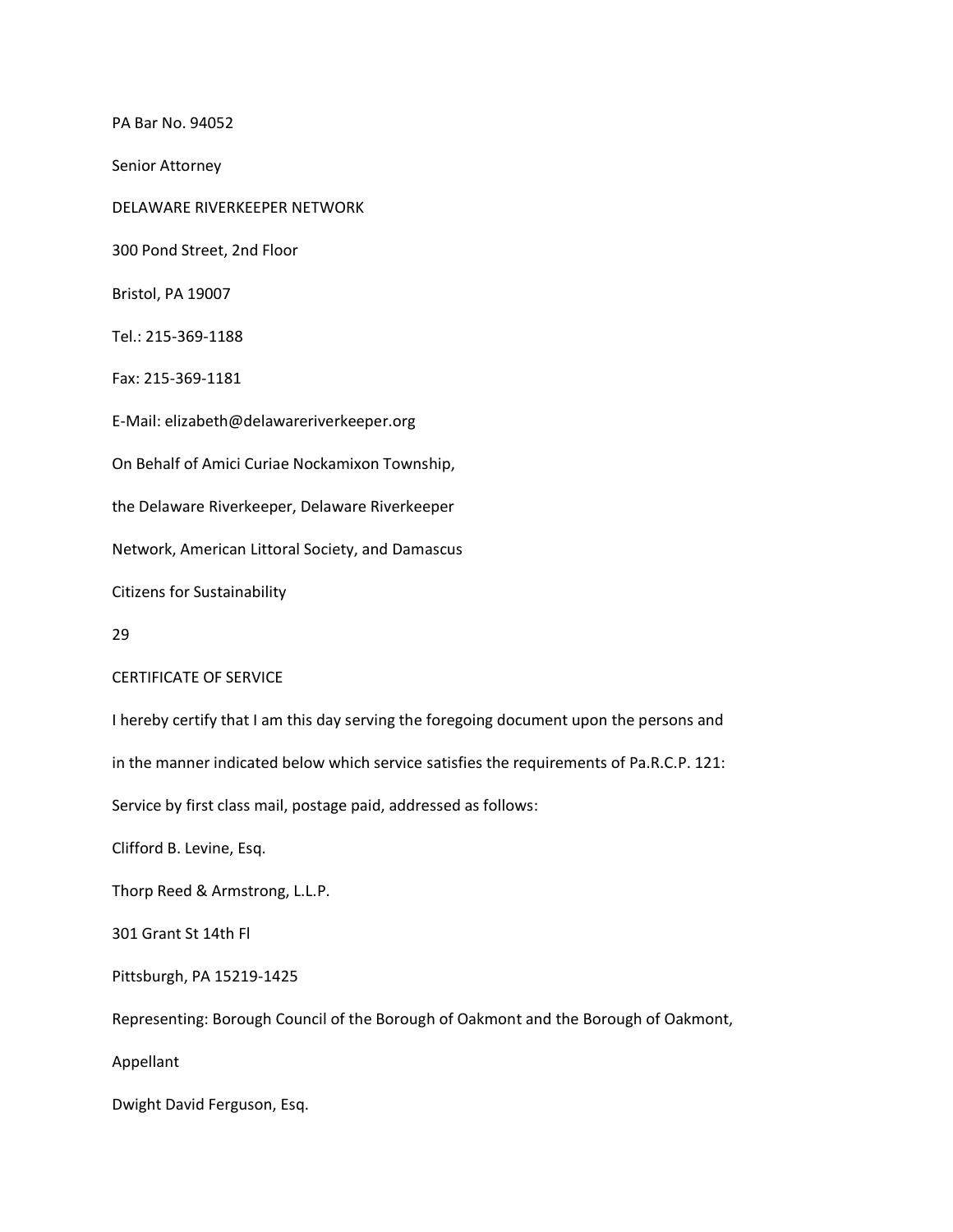PA Bar No. 94052

Senior Attorney

DELAWARE RIVERKEEPER NETWORK

300 Pond Street, 2nd Floor

Bristol, PA 19007

Tel.: 215-369-1188

Fax: 215-369-1181

E-Mail: elizabeth@delawareriverkeeper.org

On Behalf of Amici Curiae Nockamixon Township,

the Delaware Riverkeeper, Delaware Riverkeeper

Network, American Littoral Society, and Damascus

Citizens for Sustainability

## CERTIFICATE OF SERVICE

I hereby certify that I am this day serving the foregoing document upon the persons and

in the manner indicated below which service satisfies the requirements of Pa.R.C.P. 121:

Service by first class mail, postage paid, addressed as follows:

Clifford B. Levine, Esq.

Thorp Reed & Armstrong, L.L.P.

301 Grant St 14th Fl

Pittsburgh, PA 15219-1425

Representing: Borough Council of the Borough of Oakmont and the Borough of Oakmont,

Appellant

Dwight David Ferguson, Esq.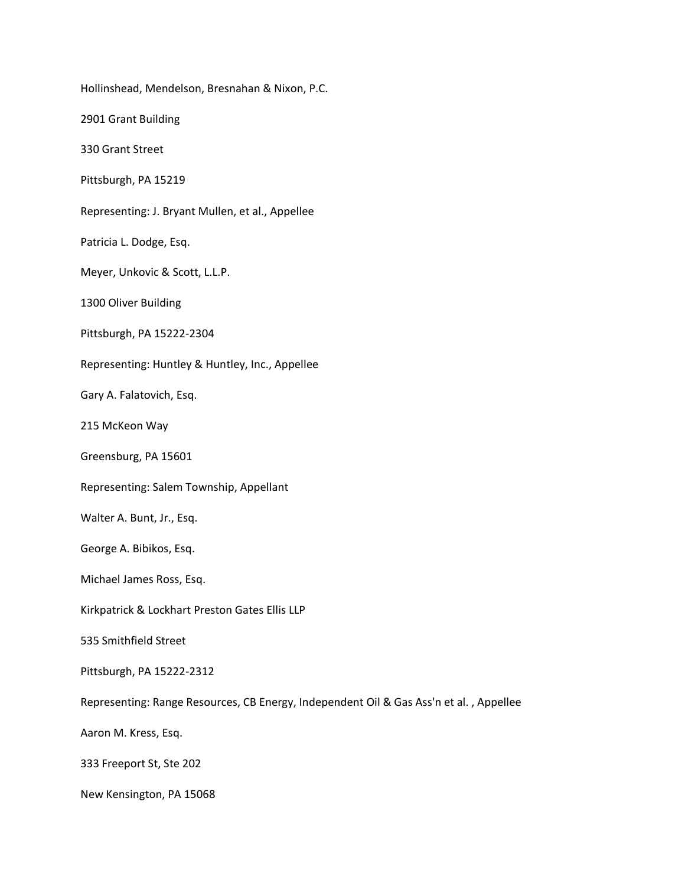Hollinshead, Mendelson, Bresnahan & Nixon, P.C.

2901 Grant Building

330 Grant Street

Pittsburgh, PA 15219

Representing: J. Bryant Mullen, et al., Appellee

Patricia L. Dodge, Esq.

Meyer, Unkovic & Scott, L.L.P.

1300 Oliver Building

Pittsburgh, PA 15222-2304

Representing: Huntley & Huntley, Inc., Appellee

Gary A. Falatovich, Esq.

215 McKeon Way

Greensburg, PA 15601

Representing: Salem Township, Appellant

Walter A. Bunt, Jr., Esq.

George A. Bibikos, Esq.

Michael James Ross, Esq.

Kirkpatrick & Lockhart Preston Gates Ellis LLP

535 Smithfield Street

Pittsburgh, PA 15222-2312

Representing: Range Resources, CB Energy, Independent Oil & Gas Ass'n et al. , Appellee

Aaron M. Kress, Esq.

333 Freeport St, Ste 202

New Kensington, PA 15068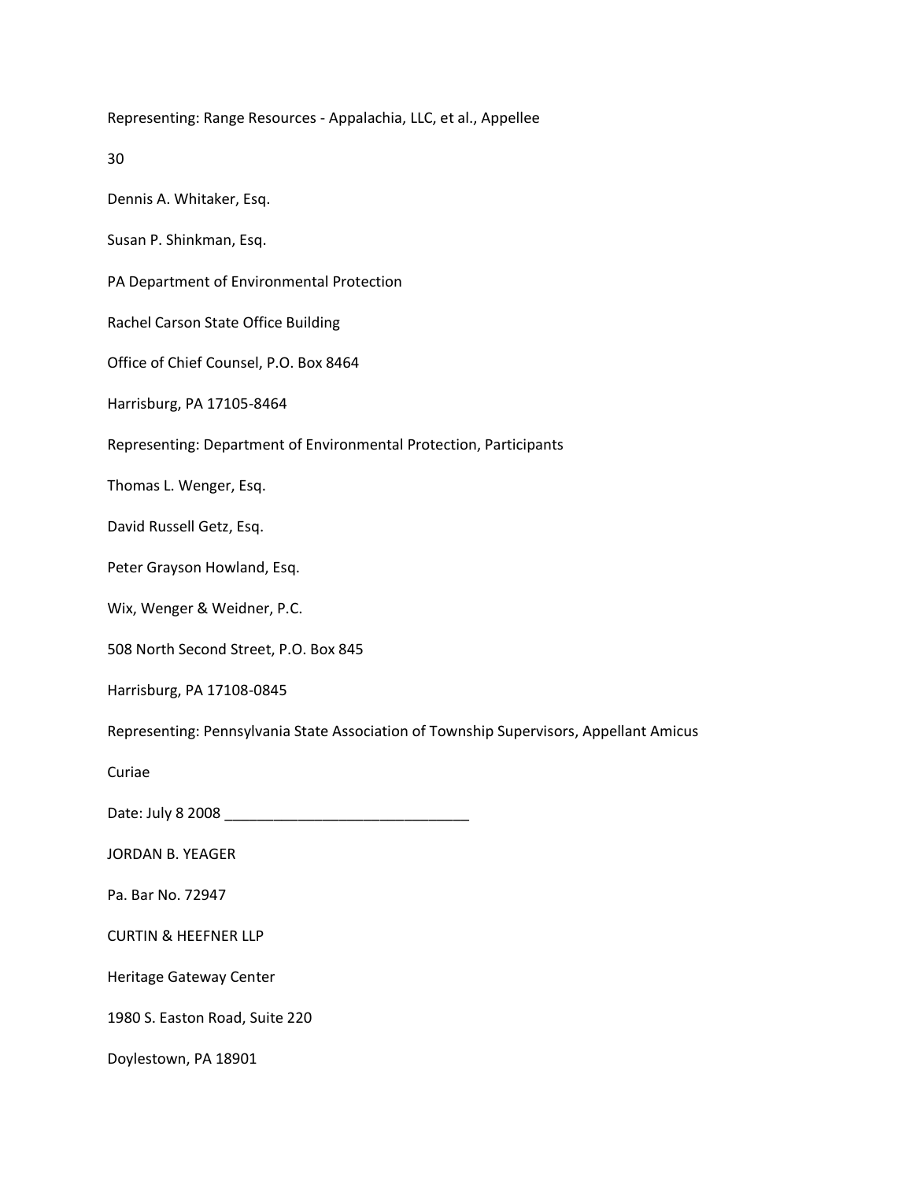Representing: Range Resources - Appalachia, LLC, et al., Appellee

Dennis A. Whitaker, Esq.

Susan P. Shinkman, Esq.

PA Department of Environmental Protection

Rachel Carson State Office Building

Office of Chief Counsel, P.O. Box 8464

Harrisburg, PA 17105-8464

Representing: Department of Environmental Protection, Participants

Thomas L. Wenger, Esq.

David Russell Getz, Esq.

Peter Grayson Howland, Esq.

Wix, Wenger & Weidner, P.C.

508 North Second Street, P.O. Box 845

Harrisburg, PA 17108-0845

Representing: Pennsylvania State Association of Township Supervisors, Appellant Amicus Curiae

Date: July 8 2008 ______________________________

JORDAN B. YEAGER

Pa. Bar No. 72947

CURTIN & HEEFNER LLP

Heritage Gateway Center

1980 S. Easton Road, Suite 220

Doylestown, PA 18901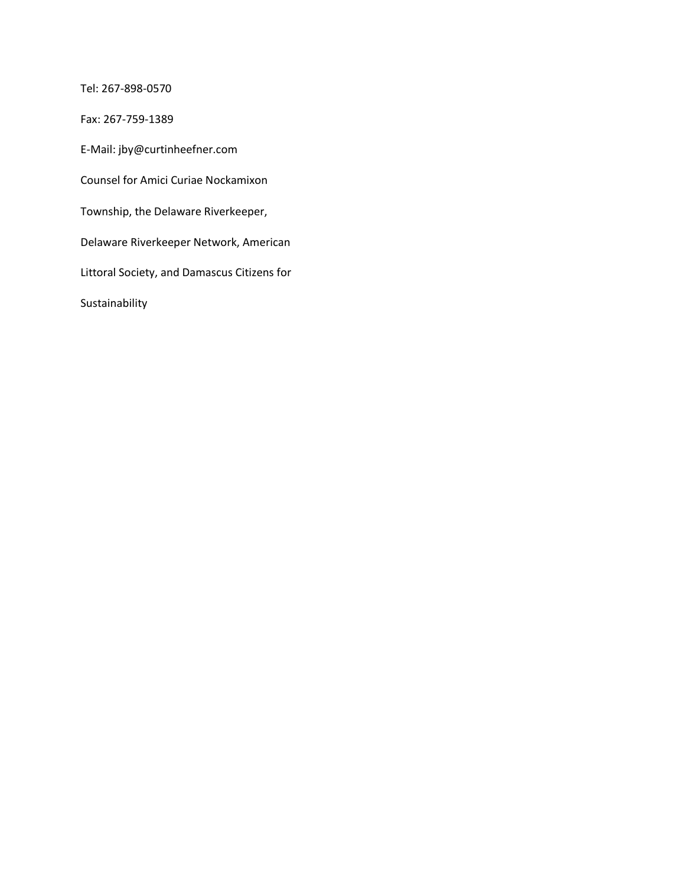Tel: 267-898-0570

Fax: 267-759-1389

E-Mail: jby@curtinheefner.com

Counsel for Amici Curiae Nockamixon

Township, the Delaware Riverkeeper,

Delaware Riverkeeper Network, American

Littoral Society, and Damascus Citizens for

Sustainability